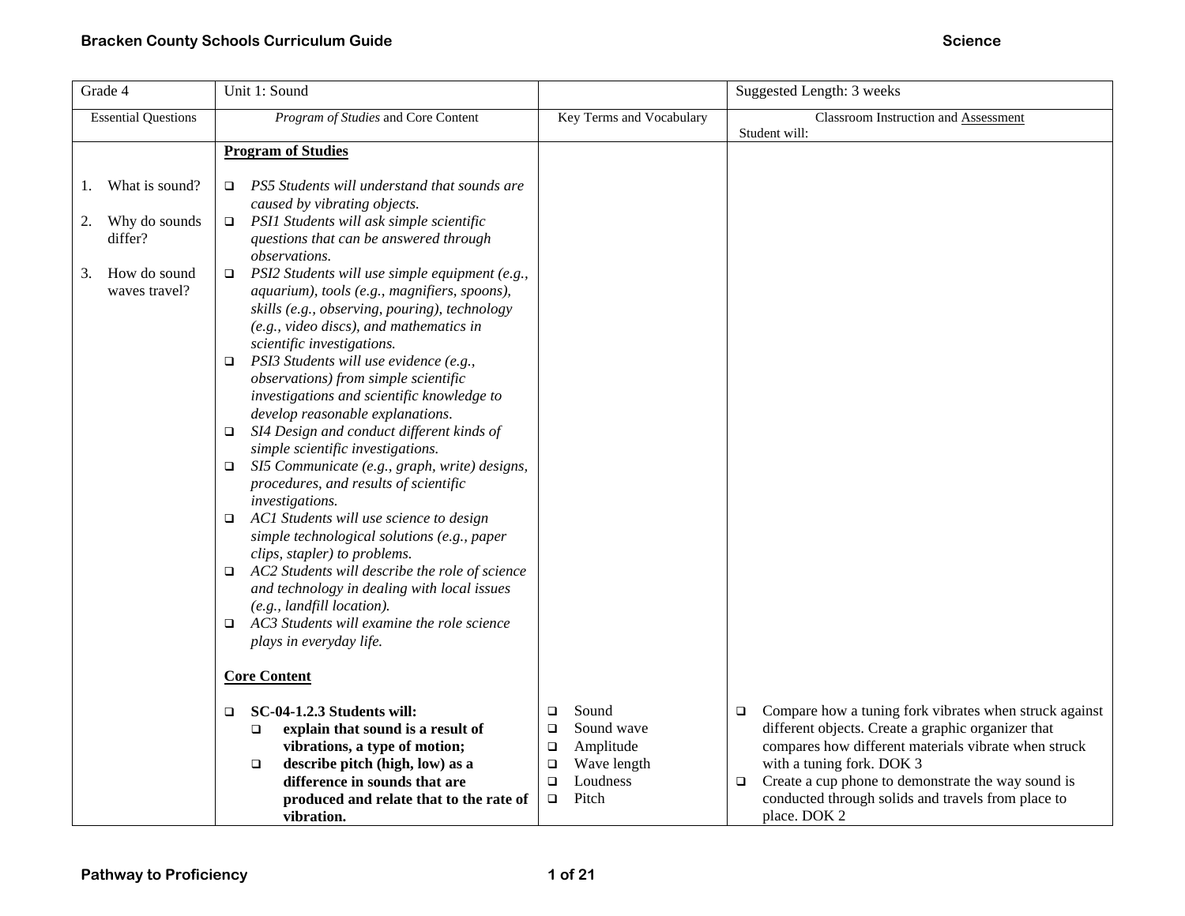| Grade 4 | Unit 1: Sound | | Suggested Length: 3 weeks |
|---|---|---|---|
| Essential Questions | *Program of Studies* and Core Content | Key Terms and Vocabulary | Classroom Instruction and Assessment<br>Student will: |
| 1. What is sound?<br><br>2. Why do sounds differ?<br><br>3. How do sound waves travel? | **Program of Studies**<br><br>❑ *PS5 Students will understand that sounds are caused by vibrating objects.*<br>❑ *PSI1 Students will ask simple scientific questions that can be answered through observations.*<br>❑ *PSI2 Students will use simple equipment (e.g., aquarium), tools (e.g., magnifiers, spoons), skills (e.g., observing, pouring), technology (e.g., video discs), and mathematics in scientific investigations.*<br>❑ *PSI3 Students will use evidence (e.g., observations) from simple scientific investigations and scientific knowledge to develop reasonable explanations.*<br>❑ *SI4 Design and conduct different kinds of simple scientific investigations.*<br>❑ *SI5 Communicate (e.g., graph, write) designs, procedures, and results of scientific investigations.*<br>❑ *AC1 Students will use science to design simple technological solutions (e.g., paper clips, stapler) to problems.*<br>❑ *AC2 Students will describe the role of science and technology in dealing with local issues (e.g., landfill location).*<br>❑ *AC3 Students will examine the role science plays in everyday life.*<br><br>**Core Content**<br><br>❑ **SC-04-1.2.3 Students will:**<br>❑ **explain that sound is a result of vibrations, a type of motion;**<br>❑ **describe pitch (high, low) as a difference in sounds that are produced and relate that to the rate of vibration.** | ❑ Sound<br>❑ Sound wave<br>❑ Amplitude<br>❑ Wave length<br>❑ Loudness<br>❑ Pitch | ❑ Compare how a tuning fork vibrates when struck against different objects. Create a graphic organizer that compares how different materials vibrate when struck with a tuning fork. DOK 3<br>❑ Create a cup phone to demonstrate the way sound is conducted through solids and travels from place to place. DOK 2 |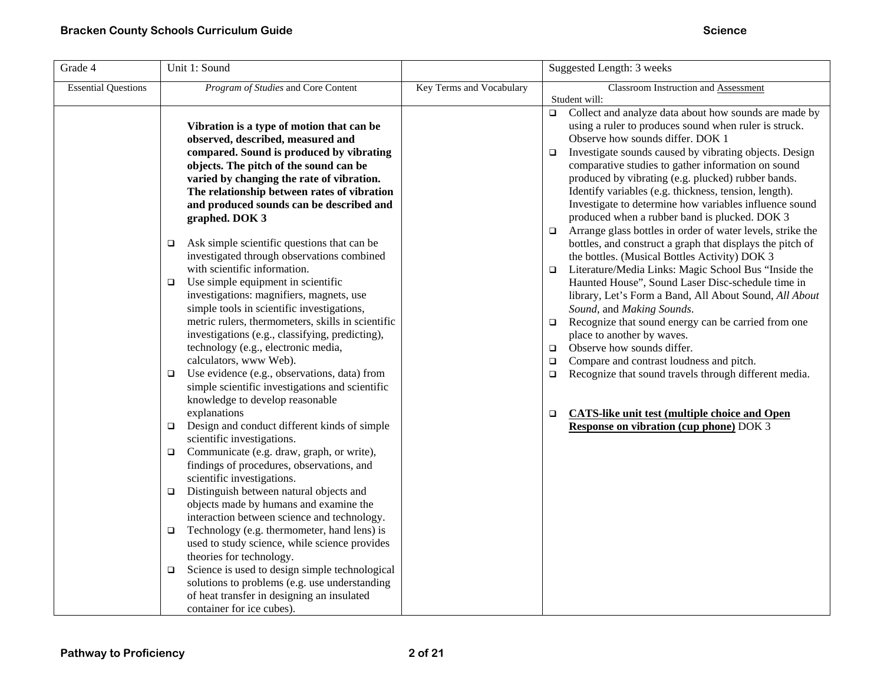| Grade 4 | Unit 1: Sound | | Suggested Length: 3 weeks |
|---|---|---|---|
| Essential Questions | *Program of Studies* and Core Content | Key Terms and Vocabulary | Classroom Instruction and Assessment<br>Student will: |
| | **Vibration is a type of motion that can be observed, described, measured and compared. Sound is produced by vibrating objects. The pitch of the sound can be varied by changing the rate of vibration. The relationship between rates of vibration and produced sounds can be described and graphed. DOK 3**<br><br>❑ Ask simple scientific questions that can be investigated through observations combined with scientific information.<br>❑ Use simple equipment in scientific investigations: magnifiers, magnets, use simple tools in scientific investigations, metric rulers, thermometers, skills in scientific investigations (e.g., classifying, predicting), technology (e.g., electronic media, calculators, www Web).<br>❑ Use evidence (e.g., observations, data) from simple scientific investigations and scientific knowledge to develop reasonable explanations<br>❑ Design and conduct different kinds of simple scientific investigations.<br>❑ Communicate (e.g. draw, graph, or write), findings of procedures, observations, and scientific investigations.<br>❑ Distinguish between natural objects and objects made by humans and examine the interaction between science and technology.<br>❑ Technology (e.g. thermometer, hand lens) is used to study science, while science provides theories for technology.<br>❑ Science is used to design simple technological solutions to problems (e.g. use understanding of heat transfer in designing an insulated container for ice cubes). | | ❑ Collect and analyze data about how sounds are made by using a ruler to produces sound when ruler is struck. Observe how sounds differ. DOK 1<br>❑ Investigate sounds caused by vibrating objects. Design comparative studies to gather information on sound produced by vibrating (e.g. plucked) rubber bands. Identify variables (e.g. thickness, tension, length). Investigate to determine how variables influence sound produced when a rubber band is plucked. DOK 3<br>❑ Arrange glass bottles in order of water levels, strike the bottles, and construct a graph that displays the pitch of the bottles. (Musical Bottles Activity) DOK 3<br>❑ Literature/Media Links: Magic School Bus "Inside the Haunted House", Sound Laser Disc-schedule time in library, Let's Form a Band, All About Sound, *All About Sound*, and *Making Sounds*.<br>❑ Recognize that sound energy can be carried from one place to another by waves.<br>❑ Observe how sounds differ.<br>❑ Compare and contrast loudness and pitch.<br>❑ Recognize that sound travels through different media.<br><br>❑ **CATS-like unit test (multiple choice and Open Response on vibration (cup phone)** DOK 3 |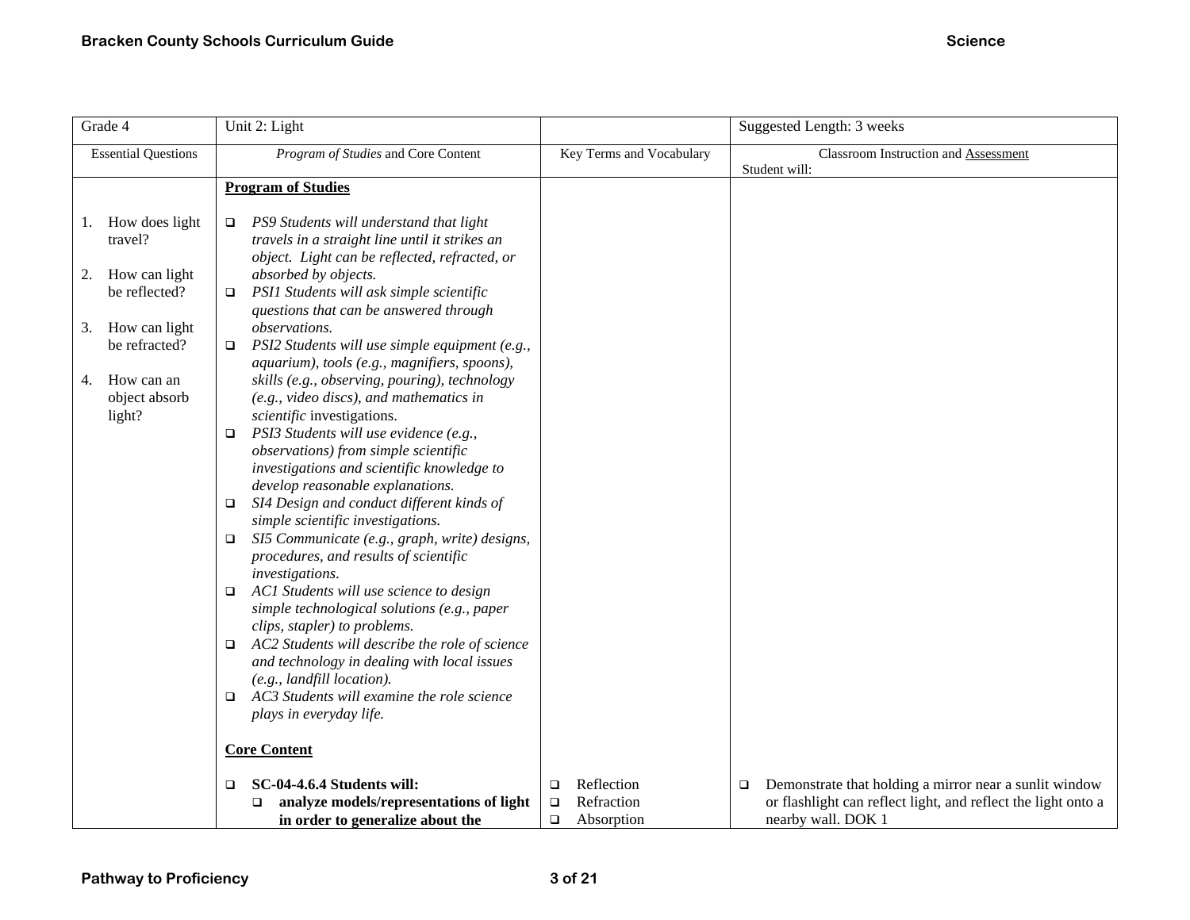| Grade 4 | Unit 2: Light | | Suggested Length: 3 weeks |
| --- | --- | --- | --- |
| Essential Questions | *Program of Studies* and Core Content | Key Terms and Vocabulary | Classroom Instruction and Assessment<br>Student will: |
| 1. How does light travel?<br><br>2. How can light be reflected?<br><br>3. How can light be refracted?<br><br>4. How can an object absorb light? | **Program of Studies**<br><br>❑ *PS9 Students will understand that light travels in a straight line until it strikes an object. Light can be reflected, refracted, or absorbed by objects.*<br>❑ *PSI1 Students will ask simple scientific questions that can be answered through observations.*<br>❑ *PSI2 Students will use simple equipment (e.g., aquarium), tools (e.g., magnifiers, spoons), skills (e.g., observing, pouring), technology (e.g., video discs), and mathematics in scientific* investigations.<br>❑ *PSI3 Students will use evidence (e.g., observations) from simple scientific investigations and scientific knowledge to develop reasonable explanations.*<br>❑ *SI4 Design and conduct different kinds of simple scientific investigations.*<br>❑ *SI5 Communicate (e.g., graph, write) designs, procedures, and results of scientific investigations.*<br>❑ *AC1 Students will use science to design simple technological solutions (e.g., paper clips, stapler) to problems.*<br>❑ *AC2 Students will describe the role of science and technology in dealing with local issues (e.g., landfill location).*<br>❑ *AC3 Students will examine the role science plays in everyday life.*<br><br>**Core Content**<br><br>❑ **SC-04-4.6.4 Students will:**<br>❑ **analyze models/representations of light in order to generalize about the** | <br><br><br><br><br><br><br><br><br><br><br><br><br><br><br><br><br><br><br><br><br><br><br><br><br><br><br><br><br><br><br><br><br><br><br>❑ Reflection<br>❑ Refraction<br>❑ Absorption | <br><br><br><br><br><br><br><br><br><br><br><br><br><br><br><br><br><br><br><br><br><br><br><br><br><br><br><br><br><br><br><br><br><br><br>❑ Demonstrate that holding a mirror near a sunlit window or flashlight can reflect light, and reflect the light onto a nearby wall. DOK 1 |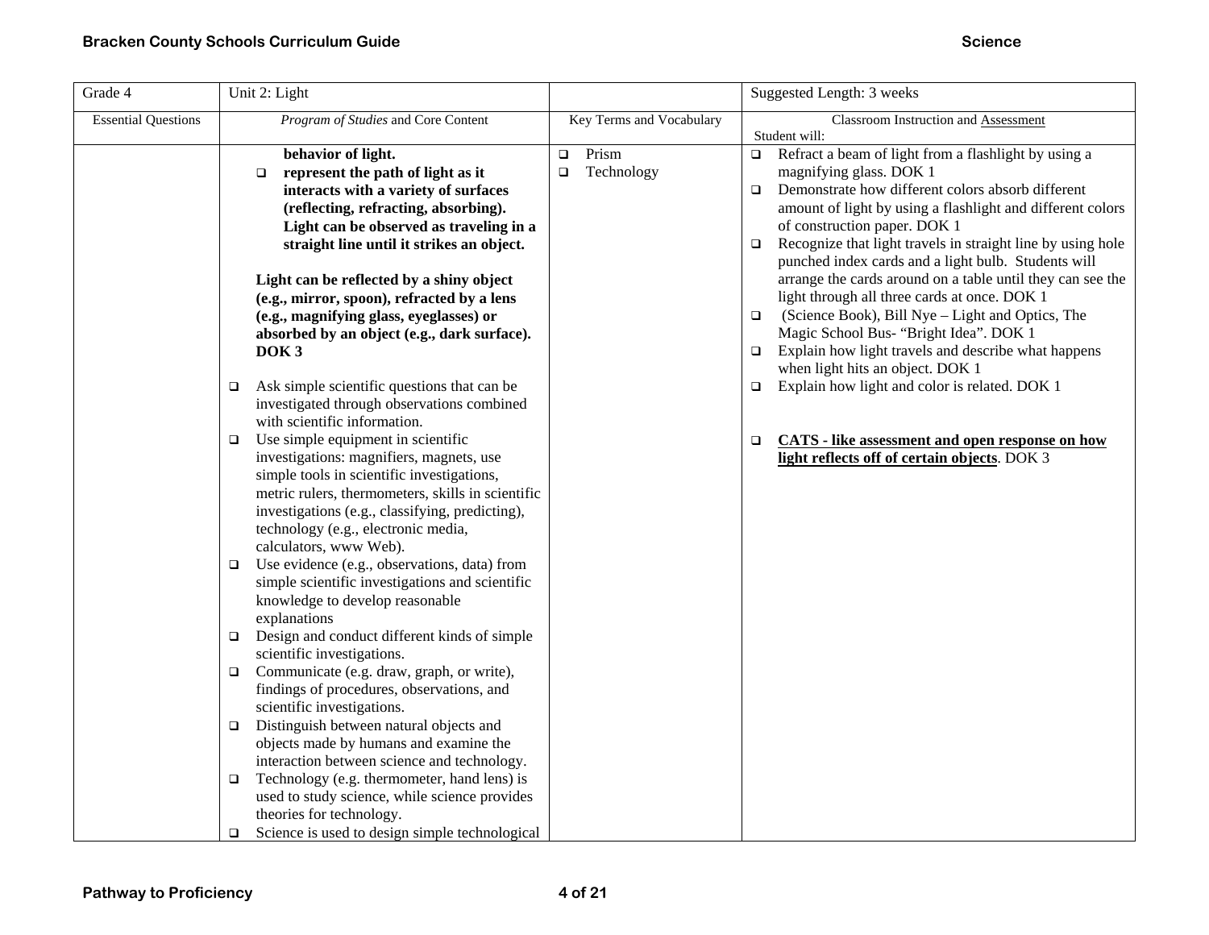| Grade 4 | Unit 2: Light | | Suggested Length: 3 weeks |
|---|---|---|---|
| Essential Questions | *Program of Studies* and Core Content | Key Terms and Vocabulary | Classroom Instruction and <u>Assessment</u><br>Student will: |
| | **behavior of light.**<br>❑ **represent the path of light as it interacts with a variety of surfaces (reflecting, refracting, absorbing). Light can be observed as traveling in a straight line until it strikes an object.**<br><br>**Light can be reflected by a shiny object (e.g., mirror, spoon), refracted by a lens (e.g., magnifying glass, eyeglasses) or absorbed by an object (e.g., dark surface). DOK 3**<br><br>❑ Ask simple scientific questions that can be investigated through observations combined with scientific information.<br>❑ Use simple equipment in scientific investigations: magnifiers, magnets, use simple tools in scientific investigations, metric rulers, thermometers, skills in scientific investigations (e.g., classifying, predicting), technology (e.g., electronic media, calculators, www Web).<br>❑ Use evidence (e.g., observations, data) from simple scientific investigations and scientific knowledge to develop reasonable explanations<br>❑ Design and conduct different kinds of simple scientific investigations.<br>❑ Communicate (e.g. draw, graph, or write), findings of procedures, observations, and scientific investigations.<br>❑ Distinguish between natural objects and objects made by humans and examine the interaction between science and technology.<br>❑ Technology (e.g. thermometer, hand lens) is used to study science, while science provides theories for technology.<br>❑ Science is used to design simple technological | ❑ Prism<br>❑ Technology | ❑ Refract a beam of light from a flashlight by using a magnifying glass. DOK 1<br>❑ Demonstrate how different colors absorb different amount of light by using a flashlight and different colors of construction paper. DOK 1<br>❑ Recognize that light travels in straight line by using hole punched index cards and a light bulb. Students will arrange the cards around on a table until they can see the light through all three cards at once. DOK 1<br>❑ (Science Book), Bill Nye – Light and Optics, The Magic School Bus- "Bright Idea". DOK 1<br>❑ Explain how light travels and describe what happens when light hits an object. DOK 1<br>❑ Explain how light and color is related. DOK 1<br><br>❑ **<u>CATS - like assessment and open response on how light reflects off of certain objects</u>**. DOK 3 |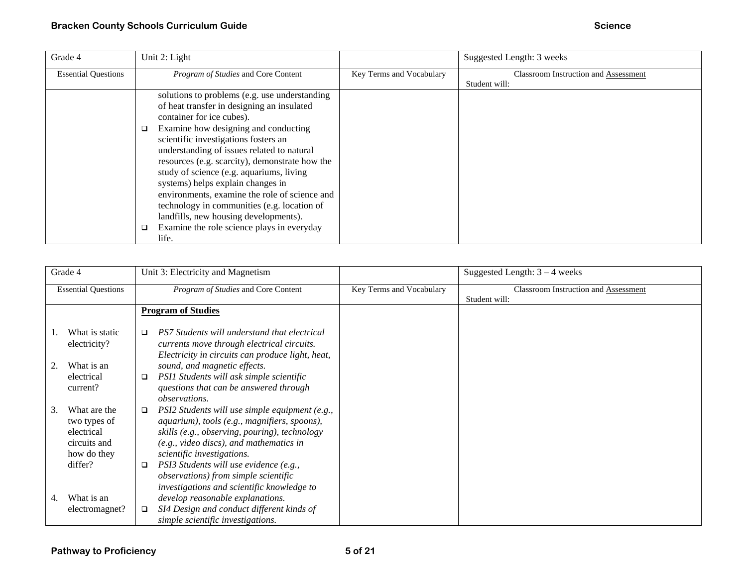| Grade 4 | Unit 2: Light | | Suggested Length: 3 weeks |
|---|---|---|---|
| Essential Questions | *Program of Studies* and Core Content | Key Terms and Vocabulary | Classroom Instruction and Assessment<br>Student will: |
| | solutions to problems (e.g. use understanding of heat transfer in designing an insulated container for ice cubes).<br>❑ Examine how designing and conducting scientific investigations fosters an understanding of issues related to natural resources (e.g. scarcity), demonstrate how the study of science (e.g. aquariums, living systems) helps explain changes in environments, examine the role of science and technology in communities (e.g. location of landfills, new housing developments).<br>❑ Examine the role science plays in everyday life. | | |

| Grade 4 | Unit 3: Electricity and Magnetism | | Suggested Length: 3 – 4 weeks |
|---|---|---|---|
| Essential Questions | *Program of Studies* and Core Content | Key Terms and Vocabulary | Classroom Instruction and Assessment<br>Student will: |
| 1. What is static electricity?<br><br>2. What is an electrical current?<br><br>3. What are the two types of electrical circuits and how do they differ?<br><br>4. What is an electromagnet? | **Program of Studies**<br><br>❑ *PS7 Students will understand that electrical currents move through electrical circuits. Electricity in circuits can produce light, heat, sound, and magnetic effects.*<br>❑ *PSI1 Students will ask simple scientific questions that can be answered through observations.*<br>❑ *PSI2 Students will use simple equipment (e.g., aquarium), tools (e.g., magnifiers, spoons), skills (e.g., observing, pouring), technology (e.g., video discs), and mathematics in scientific investigations.*<br>❑ *PSI3 Students will use evidence (e.g., observations) from simple scientific investigations and scientific knowledge to develop reasonable explanations.*<br>❑ *SI4 Design and conduct different kinds of simple scientific investigations.* | | |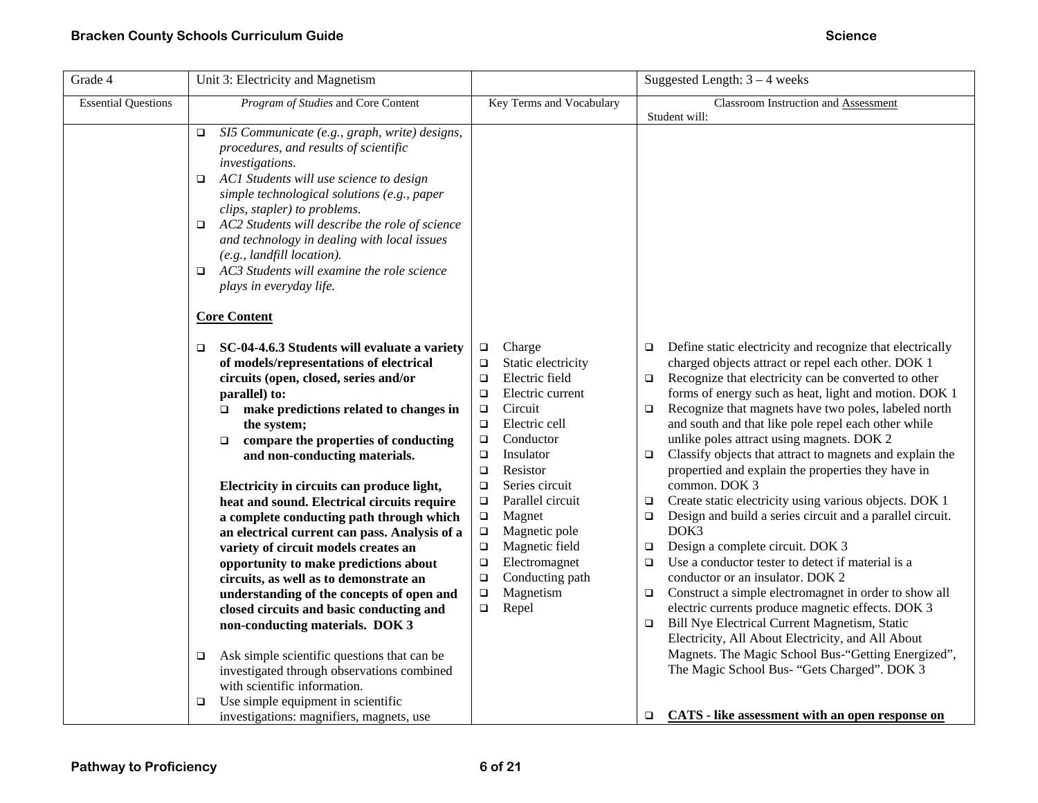| Grade 4 | Unit 3: Electricity and Magnetism | | Suggested Length: 3 – 4 weeks |
|---|---|---|---|
| Essential Questions | *Program of Studies* and Core Content | Key Terms and Vocabulary | Classroom Instruction and Assessment<br>Student will: |
| | ❑ *SI5 Communicate (e.g., graph, write) designs, procedures, and results of scientific investigations.*<br>❑ *AC1 Students will use science to design simple technological solutions (e.g., paper clips, stapler) to problems.*<br>❑ *AC2 Students will describe the role of science and technology in dealing with local issues (e.g., landfill location).*<br>❑ *AC3 Students will examine the role science plays in everyday life.*<br><br>**Core Content**<br><br>❑ **SC-04-4.6.3 Students will evaluate a variety of models/representations of electrical circuits (open, closed, series and/or parallel) to:**<br>&nbsp;&nbsp;❑ **make predictions related to changes in the system;**<br>&nbsp;&nbsp;❑ **compare the properties of conducting and non-conducting materials.**<br><br>**Electricity in circuits can produce light, heat and sound. Electrical circuits require a complete conducting path through which an electrical current can pass. Analysis of a variety of circuit models creates an opportunity to make predictions about circuits, as well as to demonstrate an understanding of the concepts of open and closed circuits and basic conducting and non-conducting materials. DOK 3**<br><br>❑ Ask simple scientific questions that can be investigated through observations combined with scientific information.<br>❑ Use simple equipment in scientific investigations: magnifiers, magnets, use | ❑ Charge<br>❑ Static electricity<br>❑ Electric field<br>❑ Electric current<br>❑ Circuit<br>❑ Electric cell<br>❑ Conductor<br>❑ Insulator<br>❑ Resistor<br>❑ Series circuit<br>❑ Parallel circuit<br>❑ Magnet<br>❑ Magnetic pole<br>❑ Magnetic field<br>❑ Electromagnet<br>❑ Conducting path<br>❑ Magnetism<br>❑ Repel | ❑ Define static electricity and recognize that electrically charged objects attract or repel each other. DOK 1<br>❑ Recognize that electricity can be converted to other forms of energy such as heat, light and motion. DOK 1<br>❑ Recognize that magnets have two poles, labeled north and south and that like pole repel each other while unlike poles attract using magnets. DOK 2<br>❑ Classify objects that attract to magnets and explain the propertied and explain the properties they have in common. DOK 3<br>❑ Create static electricity using various objects. DOK 1<br>❑ Design and build a series circuit and a parallel circuit. DOK3<br>❑ Design a complete circuit. DOK 3<br>❑ Use a conductor tester to detect if material is a conductor or an insulator. DOK 2<br>❑ Construct a simple electromagnet in order to show all electric currents produce magnetic effects. DOK 3<br>❑ Bill Nye Electrical Current Magnetism, Static Electricity, All About Electricity, and All About Magnets. The Magic School Bus-"Getting Energized", The Magic School Bus- "Gets Charged". DOK 3<br><br>❑ **<u>CATS - like assessment with an open response on</u>** |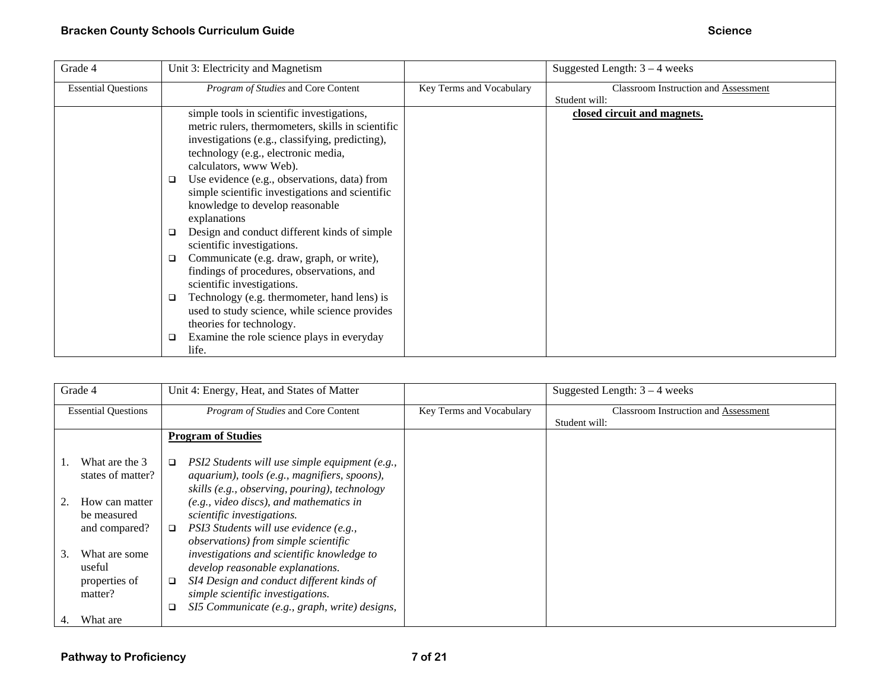| Grade 4 | Unit 3: Electricity and Magnetism | | Suggested Length: 3 – 4 weeks |
|---|---|---|---|
| Essential Questions | *Program of Studies* and Core Content | Key Terms and Vocabulary | Classroom Instruction and Assessment<br>Student will: |
| | simple tools in scientific investigations, metric rulers, thermometers, skills in scientific investigations (e.g., classifying, predicting), technology (e.g., electronic media, calculators, www Web).<br>❑ Use evidence (e.g., observations, data) from simple scientific investigations and scientific knowledge to develop reasonable explanations<br>❑ Design and conduct different kinds of simple scientific investigations.<br>❑ Communicate (e.g. draw, graph, or write), findings of procedures, observations, and scientific investigations.<br>❑ Technology (e.g. thermometer, hand lens) is used to study science, while science provides theories for technology.<br>❑ Examine the role science plays in everyday life. | | **closed circuit and magnets.** |

| Grade 4 | Unit 4: Energy, Heat, and States of Matter | | Suggested Length: 3 – 4 weeks |
|---|---|---|---|
| Essential Questions | *Program of Studies* and Core Content | Key Terms and Vocabulary | Classroom Instruction and Assessment<br>Student will: |
| 1. What are the 3 states of matter?<br>2. How can matter be measured and compared?<br>3. What are some useful properties of matter?<br>4. What are | **Program of Studies**<br>❑ *PSI2 Students will use simple equipment (e.g., aquarium), tools (e.g., magnifiers, spoons), skills (e.g., observing, pouring), technology (e.g., video discs), and mathematics in scientific investigations.*<br>❑ *PSI3 Students will use evidence (e.g., observations) from simple scientific investigations and scientific knowledge to develop reasonable explanations.*<br>❑ *SI4 Design and conduct different kinds of simple scientific investigations.*<br>❑ *SI5 Communicate (e.g., graph, write) designs,* | | |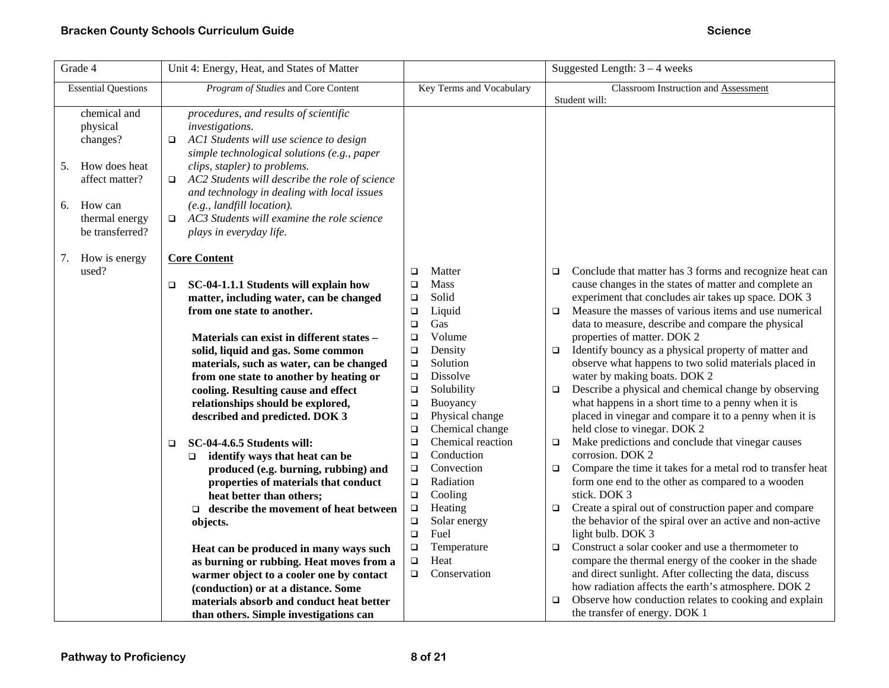| Grade 4 | Unit 4: Energy, Heat, and States of Matter | | Suggested Length: 3 – 4 weeks |
|---|---|---|---|
| Essential Questions | *Program of Studies* and Core Content | Key Terms and Vocabulary | Classroom Instruction and Assessment<br>Student will: |
| chemical and physical changes?<br><br>5. How does heat affect matter?<br><br>6. How can thermal energy be transferred?<br><br>7. How is energy used? | *procedures, and results of scientific investigations.*<br>❑ *AC1 Students will use science to design simple technological solutions (e.g., paper clips, stapler) to problems.*<br>❑ *AC2 Students will describe the role of science and technology in dealing with local issues (e.g., landfill location).*<br>❑ *AC3 Students will examine the role science plays in everyday life.*<br><br>**Core Content**<br><br>❑ **SC-04-1.1.1 Students will explain how matter, including water, can be changed from one state to another.**<br><br>**Materials can exist in different states – solid, liquid and gas. Some common materials, such as water, can be changed from one state to another by heating or cooling. Resulting cause and effect relationships should be explored, described and predicted. DOK 3**<br><br>❑ **SC-04-4.6.5 Students will:**<br>❑ **identify ways that heat can be produced (e.g. burning, rubbing) and properties of materials that conduct heat better than others;**<br>❑ **describe the movement of heat between objects.**<br><br>**Heat can be produced in many ways such as burning or rubbing. Heat moves from a warmer object to a cooler one by contact (conduction) or at a distance. Some materials absorb and conduct heat better than others. Simple investigations can** | ❑ Matter<br>❑ Mass<br>❑ Solid<br>❑ Liquid<br>❑ Gas<br>❑ Volume<br>❑ Density<br>❑ Solution<br>❑ Dissolve<br>❑ Solubility<br>❑ Buoyancy<br>❑ Physical change<br>❑ Chemical change<br>❑ Chemical reaction<br>❑ Conduction<br>❑ Convection<br>❑ Radiation<br>❑ Cooling<br>❑ Heating<br>❑ Solar energy<br>❑ Fuel<br>❑ Temperature<br>❑ Heat<br>❑ Conservation | ❑ Conclude that matter has 3 forms and recognize heat can cause changes in the states of matter and complete an experiment that concludes air takes up space. DOK 3<br>❑ Measure the masses of various items and use numerical data to measure, describe and compare the physical properties of matter. DOK 2<br>❑ Identify bouncy as a physical property of matter and observe what happens to two solid materials placed in water by making boats. DOK 2<br>❑ Describe a physical and chemical change by observing what happens in a short time to a penny when it is placed in vinegar and compare it to a penny when it is held close to vinegar. DOK 2<br>❑ Make predictions and conclude that vinegar causes corrosion. DOK 2<br>❑ Compare the time it takes for a metal rod to transfer heat form one end to the other as compared to a wooden stick. DOK 3<br>❑ Create a spiral out of construction paper and compare the behavior of the spiral over an active and non-active light bulb. DOK 3<br>❑ Construct a solar cooker and use a thermometer to compare the thermal energy of the cooker in the shade and direct sunlight. After collecting the data, discuss how radiation affects the earth's atmosphere. DOK 2<br>❑ Observe how conduction relates to cooking and explain the transfer of energy. DOK 1 |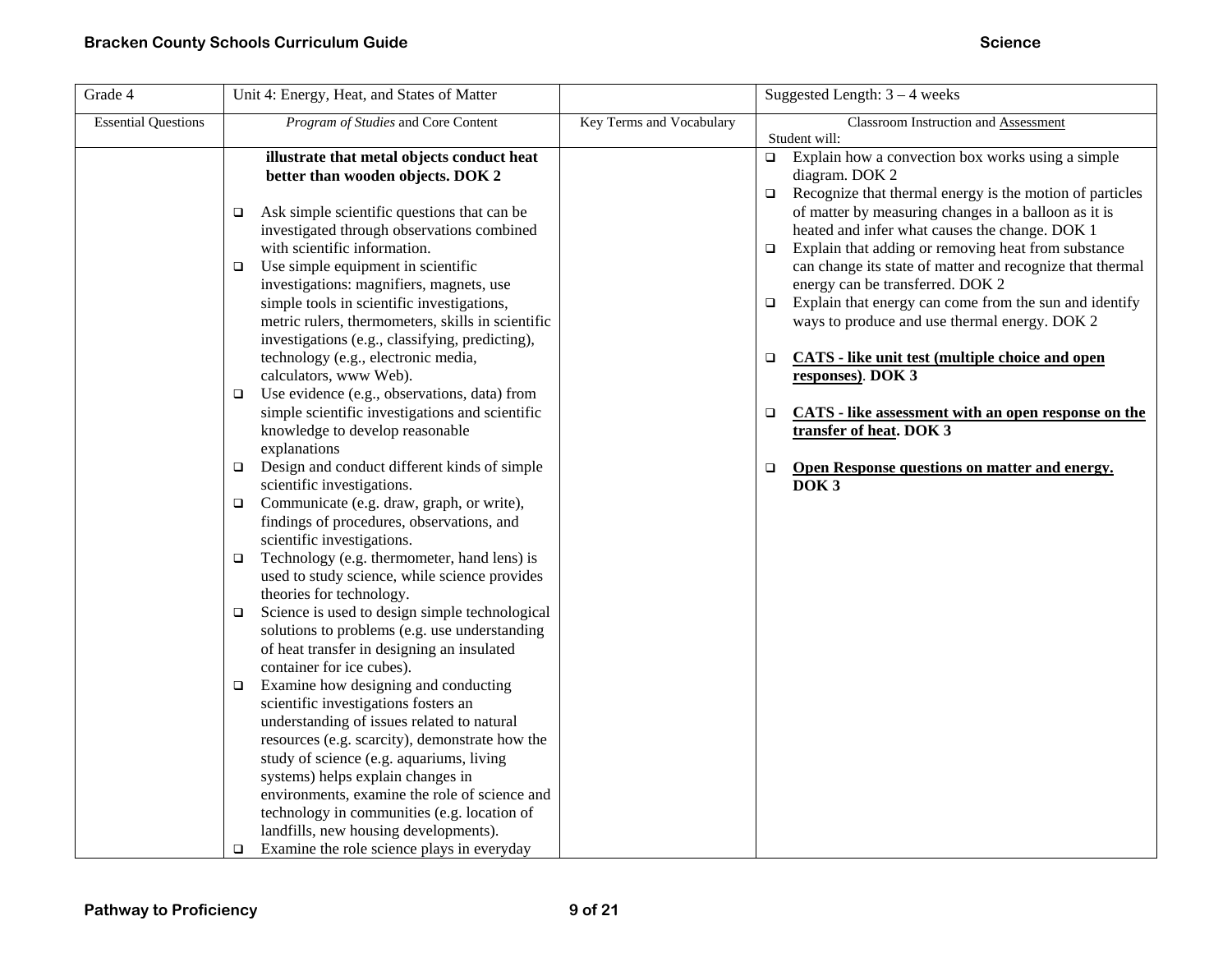| Grade 4 | Unit 4: Energy, Heat, and States of Matter | | Suggested Length: 3 – 4 weeks |
|---|---|---|---|
| Essential Questions | *Program of Studies* and Core Content | Key Terms and Vocabulary | Classroom Instruction and Assessment<br>Student will: |
| | **illustrate that metal objects conduct heat better than wooden objects. DOK 2**<br><br>❑ Ask simple scientific questions that can be investigated through observations combined with scientific information.<br>❑ Use simple equipment in scientific investigations: magnifiers, magnets, use simple tools in scientific investigations, metric rulers, thermometers, skills in scientific investigations (e.g., classifying, predicting), technology (e.g., electronic media, calculators, www Web).<br>❑ Use evidence (e.g., observations, data) from simple scientific investigations and scientific knowledge to develop reasonable explanations<br>❑ Design and conduct different kinds of simple scientific investigations.<br>❑ Communicate (e.g. draw, graph, or write), findings of procedures, observations, and scientific investigations.<br>❑ Technology (e.g. thermometer, hand lens) is used to study science, while science provides theories for technology.<br>❑ Science is used to design simple technological solutions to problems (e.g. use understanding of heat transfer in designing an insulated container for ice cubes).<br>❑ Examine how designing and conducting scientific investigations fosters an understanding of issues related to natural resources (e.g. scarcity), demonstrate how the study of science (e.g. aquariums, living systems) helps explain changes in environments, examine the role of science and technology in communities (e.g. location of landfills, new housing developments).<br>❑ Examine the role science plays in everyday | | ❑ Explain how a convection box works using a simple diagram. DOK 2<br>❑ Recognize that thermal energy is the motion of particles of matter by measuring changes in a balloon as it is heated and infer what causes the change. DOK 1<br>❑ Explain that adding or removing heat from substance can change its state of matter and recognize that thermal energy can be transferred. DOK 2<br>❑ Explain that energy can come from the sun and identify ways to produce and use thermal energy. DOK 2<br><br>❑ **CATS - like unit test (multiple choice and open responses)**. **DOK 3**<br><br>❑ **CATS - like assessment with an open response on the transfer of heat. DOK 3**<br><br>❑ **Open Response questions on matter and energy. DOK 3** |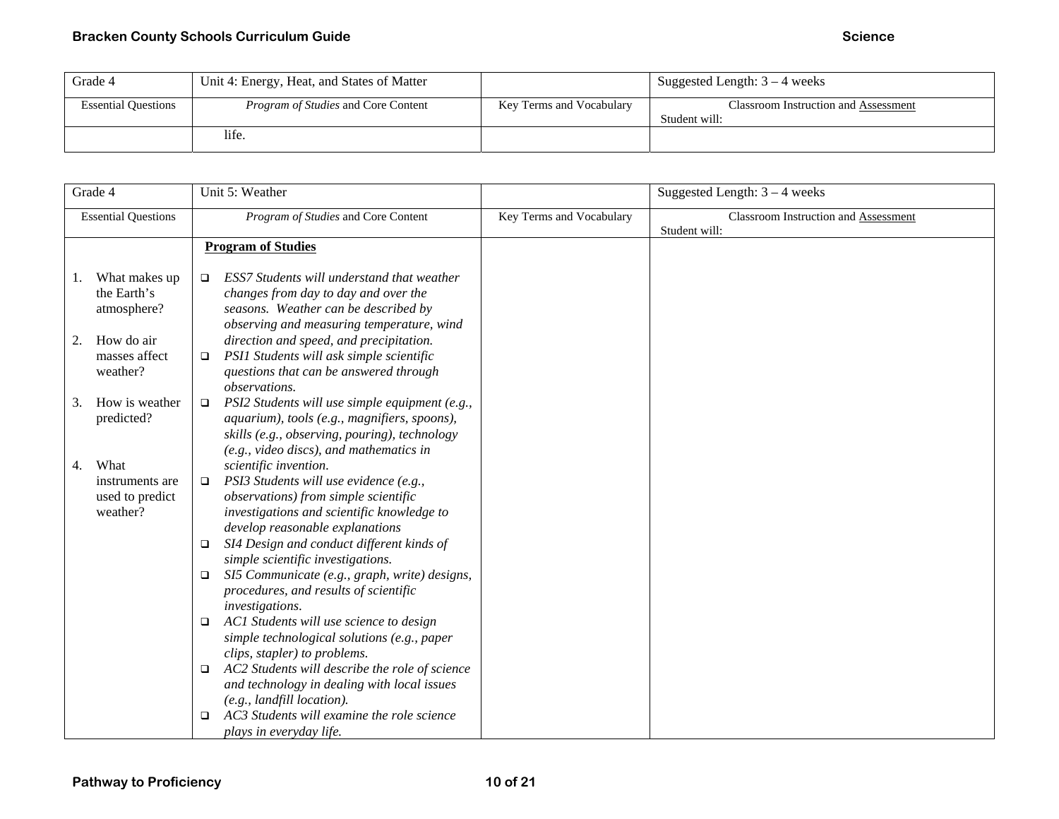| Grade 4 | Unit 4: Energy, Heat, and States of Matter | | Suggested Length: 3 – 4 weeks |
|---|---|---|---|
| Essential Questions | *Program of Studies* and Core Content | Key Terms and Vocabulary | Classroom Instruction and Assessment<br>Student will: |
| | life. | | |

| Grade 4 | Unit 5: Weather | | Suggested Length: 3 – 4 weeks |
|---|---|---|---|
| Essential Questions | *Program of Studies* and Core Content | Key Terms and Vocabulary | Classroom Instruction and Assessment<br>Student will: |
| 1. What makes up the Earth's atmosphere?<br><br>2. How do air masses affect weather?<br><br>3. How is weather predicted?<br><br>4. What instruments are used to predict weather? | **Program of Studies**<br><br>❑ *ESS7 Students will understand that weather changes from day to day and over the seasons. Weather can be described by observing and measuring temperature, wind direction and speed, and precipitation.*<br>❑ *PSI1 Students will ask simple scientific questions that can be answered through observations.*<br>❑ *PSI2 Students will use simple equipment (e.g., aquarium), tools (e.g., magnifiers, spoons), skills (e.g., observing, pouring), technology (e.g., video discs), and mathematics in scientific invention.*<br>❑ *PSI3 Students will use evidence (e.g., observations) from simple scientific investigations and scientific knowledge to develop reasonable explanations*<br>❑ *SI4 Design and conduct different kinds of simple scientific investigations.*<br>❑ *SI5 Communicate (e.g., graph, write) designs, procedures, and results of scientific investigations.*<br>❑ *AC1 Students will use science to design simple technological solutions (e.g., paper clips, stapler) to problems.*<br>❑ *AC2 Students will describe the role of science and technology in dealing with local issues (e.g., landfill location).*<br>❑ *AC3 Students will examine the role science plays in everyday life.* | | |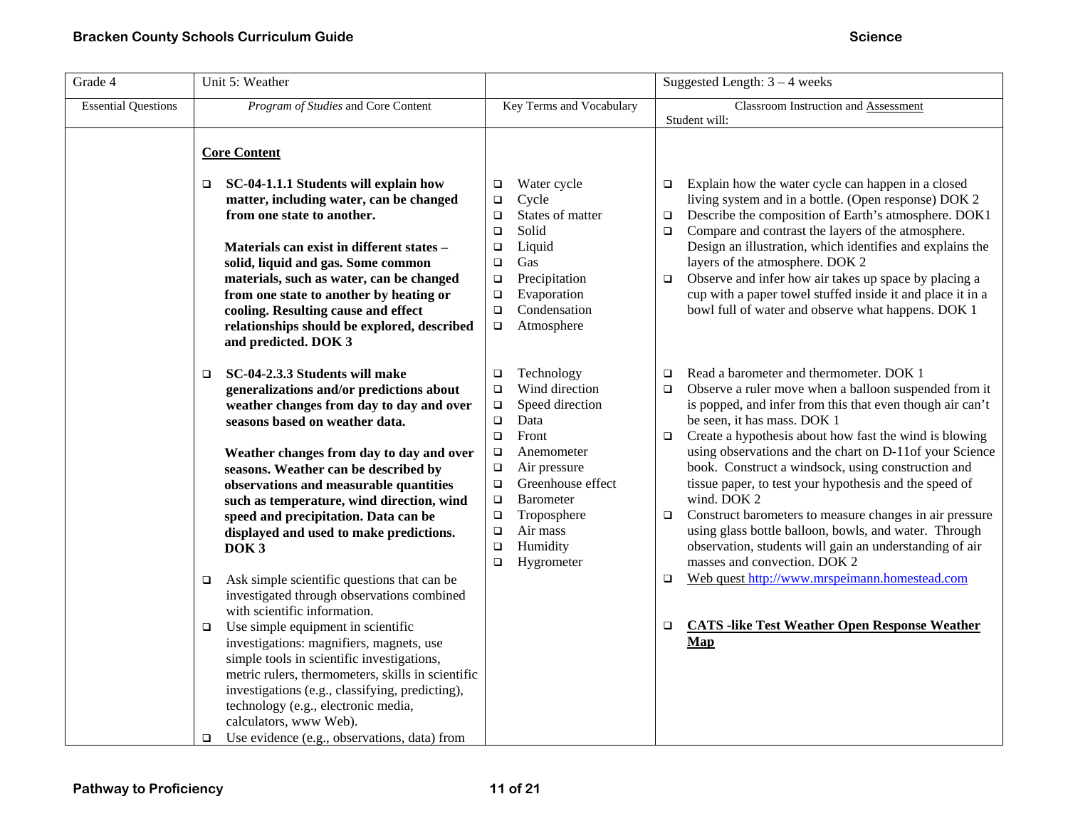| Grade 4 | Unit 5: Weather | | Suggested Length: 3 – 4 weeks |
|---|---|---|---|
| Essential Questions | *Program of Studies* and Core Content | Key Terms and Vocabulary | Classroom Instruction and Assessment<br>Student will: |
| | **Core Content**<br><br>❑ **SC-04-1.1.1 Students will explain how matter, including water, can be changed from one state to another.**<br><br>**Materials can exist in different states – solid, liquid and gas. Some common materials, such as water, can be changed from one state to another by heating or cooling. Resulting cause and effect relationships should be explored, described and predicted. DOK 3** | ❑ Water cycle<br>❑ Cycle<br>❑ States of matter<br>❑ Solid<br>❑ Liquid<br>❑ Gas<br>❑ Precipitation<br>❑ Evaporation<br>❑ Condensation<br>❑ Atmosphere | ❑ Explain how the water cycle can happen in a closed living system and in a bottle. (Open response) DOK 2<br>❑ Describe the composition of Earth's atmosphere. DOK1<br>❑ Compare and contrast the layers of the atmosphere. Design an illustration, which identifies and explains the layers of the atmosphere. DOK 2<br>❑ Observe and infer how air takes up space by placing a cup with a paper towel stuffed inside it and place it in a bowl full of water and observe what happens. DOK 1 |
| | ❑ **SC-04-2.3.3 Students will make generalizations and/or predictions about weather changes from day to day and over seasons based on weather data.**<br><br>**Weather changes from day to day and over seasons. Weather can be described by observations and measurable quantities such as temperature, wind direction, wind speed and precipitation. Data can be displayed and used to make predictions. DOK 3**<br><br>❑ Ask simple scientific questions that can be investigated through observations combined with scientific information.<br>❑ Use simple equipment in scientific investigations: magnifiers, magnets, use simple tools in scientific investigations, metric rulers, thermometers, skills in scientific investigations (e.g., classifying, predicting), technology (e.g., electronic media, calculators, www Web).<br>❑ Use evidence (e.g., observations, data) from | ❑ Technology<br>❑ Wind direction<br>❑ Speed direction<br>❑ Data<br>❑ Front<br>❑ Anemometer<br>❑ Air pressure<br>❑ Greenhouse effect<br>❑ Barometer<br>❑ Troposphere<br>❑ Air mass<br>❑ Humidity<br>❑ Hygrometer | ❑ Read a barometer and thermometer. DOK 1<br>❑ Observe a ruler move when a balloon suspended from it is popped, and infer from this that even though air can't be seen, it has mass. DOK 1<br>❑ Create a hypothesis about how fast the wind is blowing using observations and the chart on D-11of your Science book. Construct a windsock, using construction and tissue paper, to test your hypothesis and the speed of wind. DOK 2<br>❑ Construct barometers to measure changes in air pressure using glass bottle balloon, bowls, and water. Through observation, students will gain an understanding of air masses and convection. DOK 2<br>❑ Web quest http://www.mrspeimann.homestead.com<br><br>❑ **CATS -like Test Weather Open Response Weather Map** |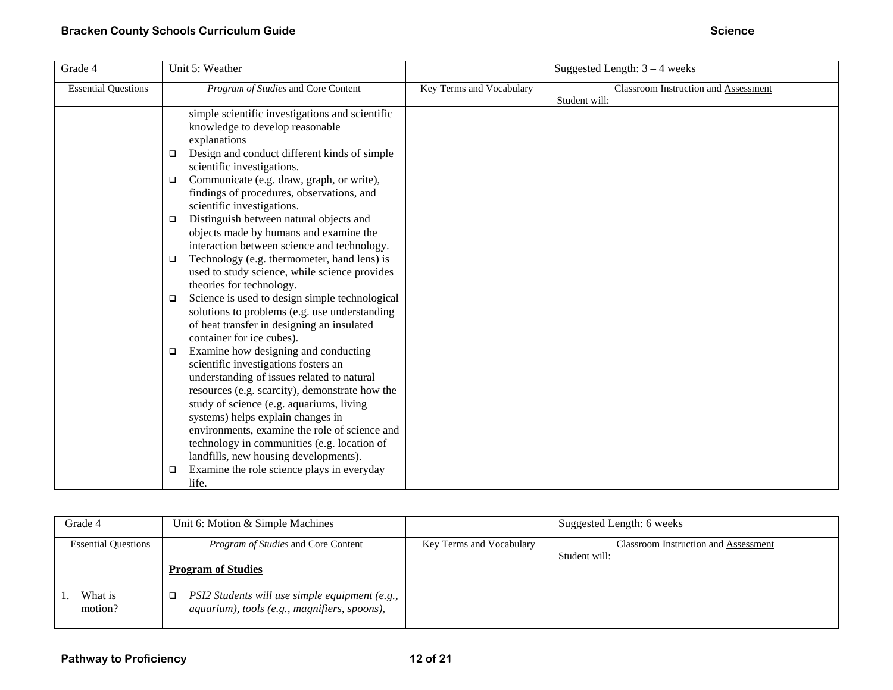| Grade 4 | Unit 5: Weather | | Suggested Length: 3 – 4 weeks |
|---|---|---|---|
| Essential Questions | *Program of Studies* and Core Content | Key Terms and Vocabulary | Classroom Instruction and Assessment<br>Student will: |
| | simple scientific investigations and scientific knowledge to develop reasonable explanations<br>❑ Design and conduct different kinds of simple scientific investigations.<br>❑ Communicate (e.g. draw, graph, or write), findings of procedures, observations, and scientific investigations.<br>❑ Distinguish between natural objects and objects made by humans and examine the interaction between science and technology.<br>❑ Technology (e.g. thermometer, hand lens) is used to study science, while science provides theories for technology.<br>❑ Science is used to design simple technological solutions to problems (e.g. use understanding of heat transfer in designing an insulated container for ice cubes).<br>❑ Examine how designing and conducting scientific investigations fosters an understanding of issues related to natural resources (e.g. scarcity), demonstrate how the study of science (e.g. aquariums, living systems) helps explain changes in environments, examine the role of science and technology in communities (e.g. location of landfills, new housing developments).<br>❑ Examine the role science plays in everyday life. | | |

| Grade 4 | Unit 6: Motion & Simple Machines | | Suggested Length: 6 weeks |
|---|---|---|---|
| Essential Questions | *Program of Studies* and Core Content | Key Terms and Vocabulary | Classroom Instruction and Assessment<br>Student will: |
| 1. What is motion? | **Program of Studies**<br><br>❑ *PSI2 Students will use simple equipment (e.g., aquarium), tools (e.g., magnifiers, spoons),* | | |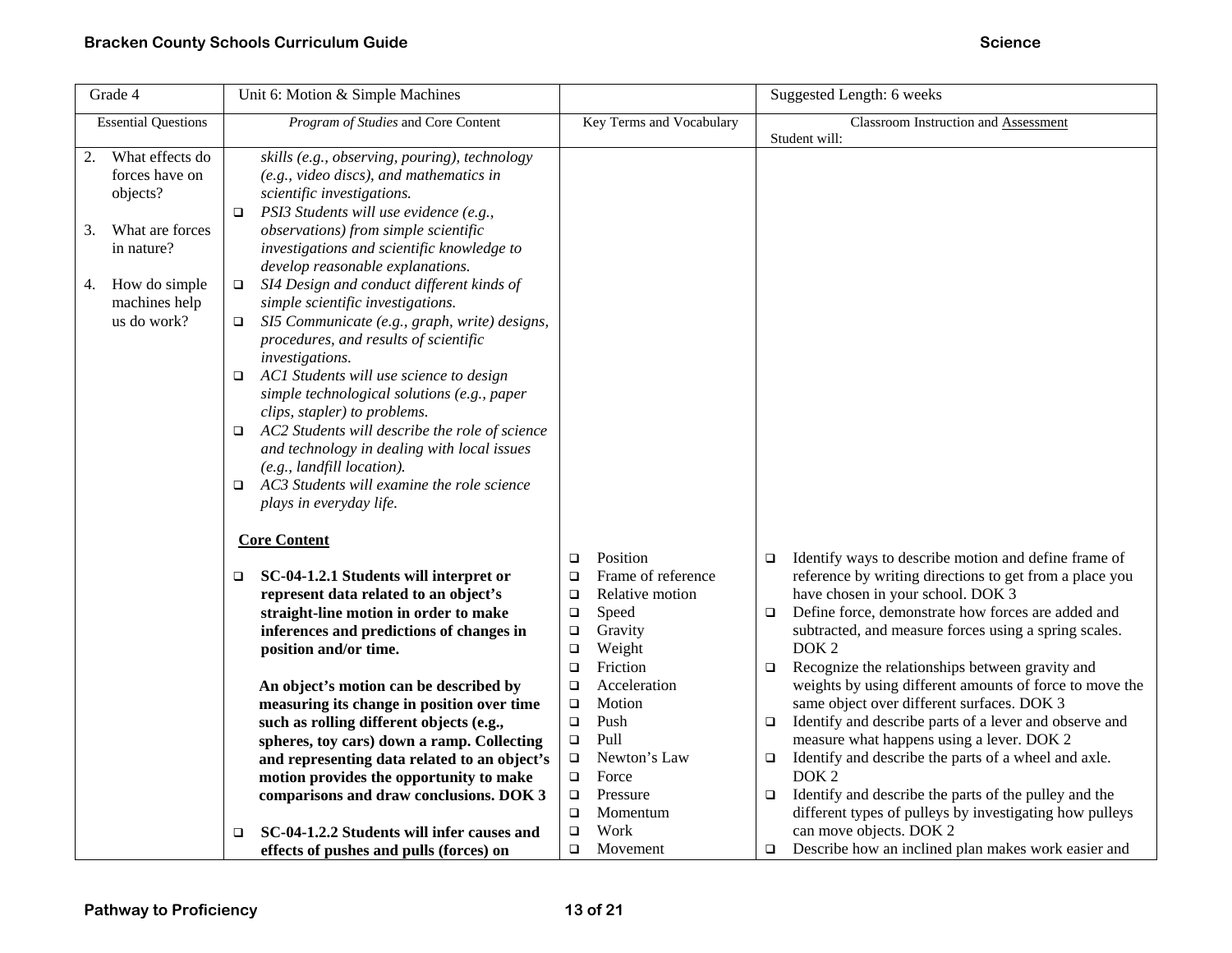| Grade 4 | Unit 6: Motion & Simple Machines | | Suggested Length: 6 weeks |
|---|---|---|---|
| Essential Questions | *Program of Studies* and Core Content | Key Terms and Vocabulary | Classroom Instruction and Assessment<br>Student will: |
| 2. What effects do forces have on objects?<br><br>3. What are forces in nature?<br><br>4. How do simple machines help us do work? | *skills (e.g., observing, pouring), technology (e.g., video discs), and mathematics in scientific investigations.*<br>❑ *PSI3 Students will use evidence (e.g., observations) from simple scientific investigations and scientific knowledge to develop reasonable explanations.*<br>❑ *SI4 Design and conduct different kinds of simple scientific investigations.*<br>❑ *SI5 Communicate (e.g., graph, write) designs, procedures, and results of scientific investigations.*<br>❑ *AC1 Students will use science to design simple technological solutions (e.g., paper clips, stapler) to problems.*<br>❑ *AC2 Students will describe the role of science and technology in dealing with local issues (e.g., landfill location).*<br>❑ *AC3 Students will examine the role science plays in everyday life.*<br><br>**Core Content**<br><br>❑ **SC-04-1.2.1 Students will interpret or represent data related to an object's straight-line motion in order to make inferences and predictions of changes in position and/or time.**<br><br>**An object's motion can be described by measuring its change in position over time such as rolling different objects (e.g., spheres, toy cars) down a ramp. Collecting and representing data related to an object's motion provides the opportunity to make comparisons and draw conclusions. DOK 3**<br><br>❑ **SC-04-1.2.2 Students will infer causes and effects of pushes and pulls (forces) on** | ❑ Position<br>❑ Frame of reference<br>❑ Relative motion<br>❑ Speed<br>❑ Gravity<br>❑ Weight<br>❑ Friction<br>❑ Acceleration<br>❑ Motion<br>❑ Push<br>❑ Pull<br>❑ Newton's Law<br>❑ Force<br>❑ Pressure<br>❑ Momentum<br>❑ Work<br>❑ Movement | ❑ Identify ways to describe motion and define frame of reference by writing directions to get from a place you have chosen in your school. DOK 3<br>❑ Define force, demonstrate how forces are added and subtracted, and measure forces using a spring scales. DOK 2<br>❑ Recognize the relationships between gravity and weights by using different amounts of force to move the same object over different surfaces. DOK 3<br>❑ Identify and describe parts of a lever and observe and measure what happens using a lever. DOK 2<br>❑ Identify and describe the parts of a wheel and axle. DOK 2<br>❑ Identify and describe the parts of the pulley and the different types of pulleys by investigating how pulleys can move objects. DOK 2<br>❑ Describe how an inclined plan makes work easier and |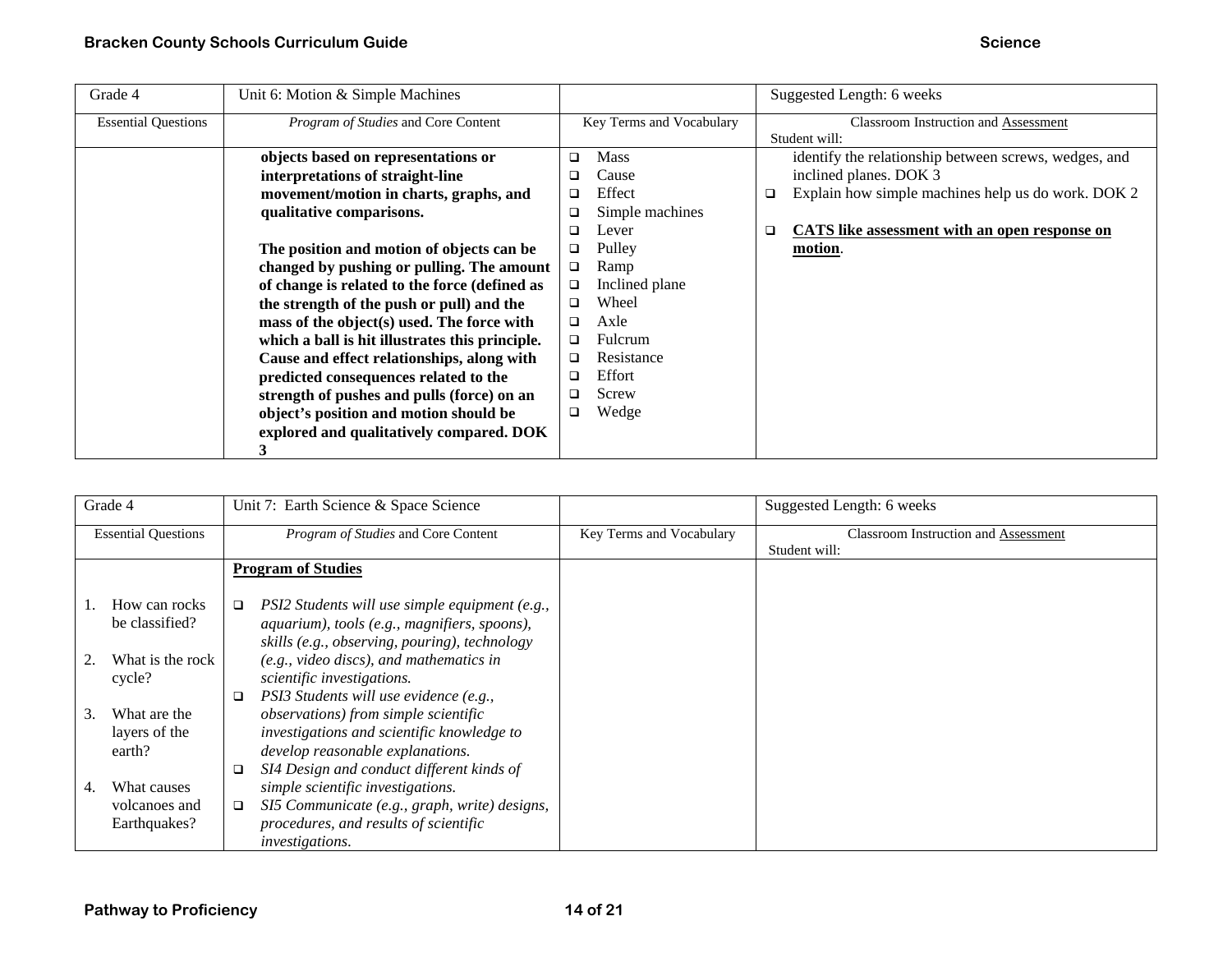| Grade 4 | Unit 6: Motion & Simple Machines | | Suggested Length: 6 weeks |
|---|---|---|---|
| Essential Questions | *Program of Studies* and Core Content | Key Terms and Vocabulary | Classroom Instruction and Assessment<br>Student will: |
| | **objects based on representations or interpretations of straight-line movement/motion in charts, graphs, and qualitative comparisons.**<br><br>**The position and motion of objects can be changed by pushing or pulling. The amount of change is related to the force (defined as the strength of the push or pull) and the mass of the object(s) used. The force with which a ball is hit illustrates this principle. Cause and effect relationships, along with predicted consequences related to the strength of pushes and pulls (force) on an object's position and motion should be explored and qualitatively compared. DOK 3** | ❑ Mass<br>❑ Cause<br>❑ Effect<br>❑ Simple machines<br>❑ Lever<br>❑ Pulley<br>❑ Ramp<br>❑ Inclined plane<br>❑ Wheel<br>❑ Axle<br>❑ Fulcrum<br>❑ Resistance<br>❑ Effort<br>❑ Screw<br>❑ Wedge | identify the relationship between screws, wedges, and inclined planes. DOK 3<br>❑ Explain how simple machines help us do work. DOK 2<br><br>❑ **CATS like assessment with an open response on motion**. |

| Grade 4 | Unit 7: Earth Science & Space Science | | Suggested Length: 6 weeks |
|---|---|---|---|
| Essential Questions | *Program of Studies* and Core Content | Key Terms and Vocabulary | Classroom Instruction and Assessment<br>Student will: |
| 1. How can rocks be classified?<br><br>2. What is the rock cycle?<br><br>3. What are the layers of the earth?<br><br>4. What causes volcanoes and Earthquakes? | **Program of Studies**<br><br>❑ *PSI2 Students will use simple equipment (e.g., aquarium), tools (e.g., magnifiers, spoons), skills (e.g., observing, pouring), technology (e.g., video discs), and mathematics in scientific investigations.*<br>❑ *PSI3 Students will use evidence (e.g., observations) from simple scientific investigations and scientific knowledge to develop reasonable explanations.*<br>❑ *SI4 Design and conduct different kinds of simple scientific investigations.*<br>❑ *SI5 Communicate (e.g., graph, write) designs, procedures, and results of scientific investigations.* | | |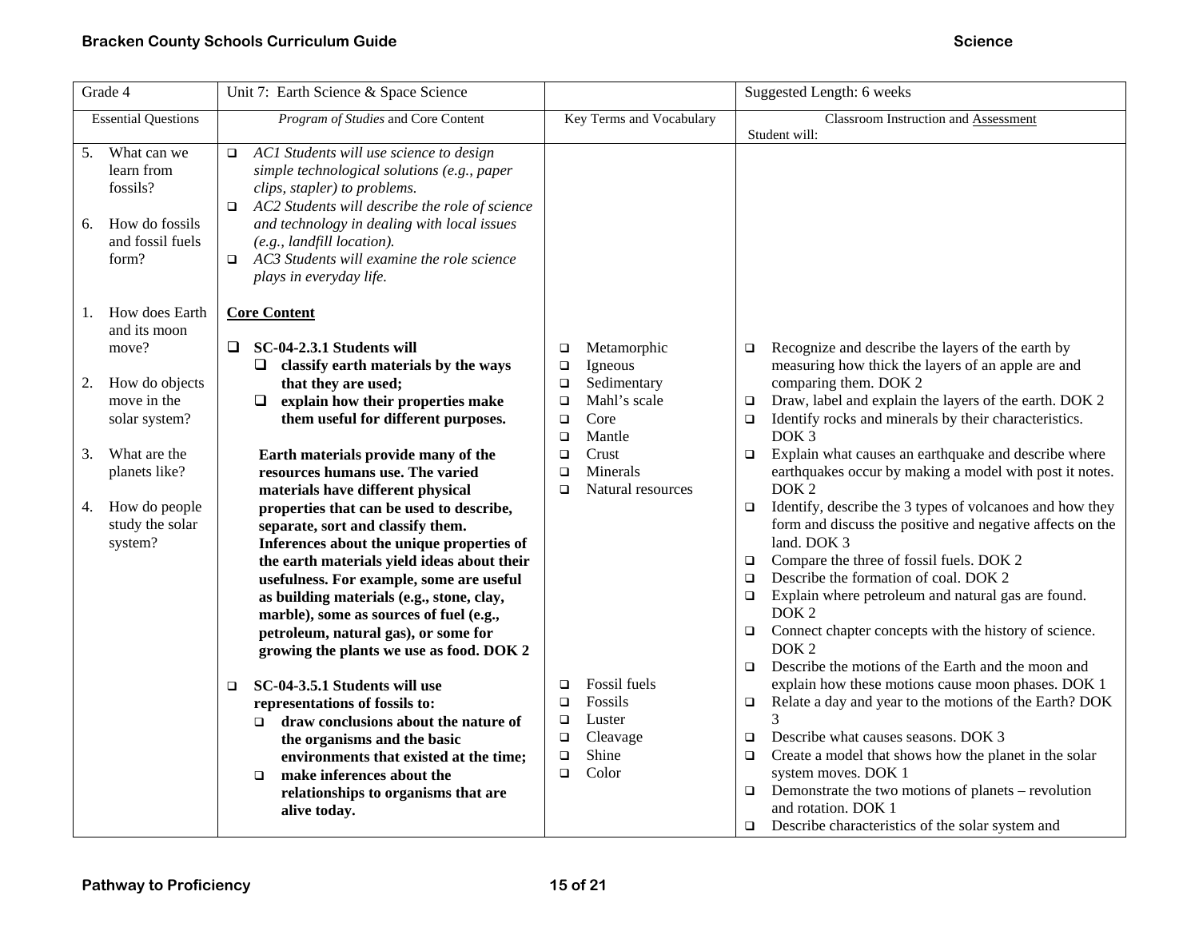| Grade 4 | Unit 7: Earth Science & Space Science | | Suggested Length: 6 weeks |
|---|---|---|---|
| Essential Questions | *Program of Studies* and Core Content | Key Terms and Vocabulary | Classroom Instruction and Assessment<br>Student will: |
| 5. What can we learn from fossils?<br><br>6. How do fossils and fossil fuels form?<br><br>1. How does Earth and its moon move?<br><br>2. How do objects move in the solar system?<br><br>3. What are the planets like?<br><br>4. How do people study the solar system? | ❑ *AC1 Students will use science to design simple technological solutions (e.g., paper clips, stapler) to problems.*<br>❑ *AC2 Students will describe the role of science and technology in dealing with local issues (e.g., landfill location).*<br>❑ *AC3 Students will examine the role science plays in everyday life.*<br><br>**Core Content**<br><br>❑ **SC-04-2.3.1 Students will**<br>❑ **classify earth materials by the ways that they are used;**<br>❑ **explain how their properties make them useful for different purposes.**<br><br>**Earth materials provide many of the resources humans use. The varied materials have different physical properties that can be used to describe, separate, sort and classify them. Inferences about the unique properties of the earth materials yield ideas about their usefulness. For example, some are useful as building materials (e.g., stone, clay, marble), some as sources of fuel (e.g., petroleum, natural gas), or some for growing the plants we use as food. DOK 2**<br><br>❑ **SC-04-3.5.1 Students will use representations of fossils to:**<br>❑ **draw conclusions about the nature of the organisms and the basic environments that existed at the time;**<br>❑ **make inferences about the relationships to organisms that are alive today.** | ❑ Metamorphic<br>❑ Igneous<br>❑ Sedimentary<br>❑ Mahl's scale<br>❑ Core<br>❑ Mantle<br>❑ Crust<br>❑ Minerals<br>❑ Natural resources<br><br>❑ Fossil fuels<br>❑ Fossils<br>❑ Luster<br>❑ Cleavage<br>❑ Shine<br>❑ Color | ❑ Recognize and describe the layers of the earth by measuring how thick the layers of an apple are and comparing them. DOK 2<br>❑ Draw, label and explain the layers of the earth. DOK 2<br>❑ Identify rocks and minerals by their characteristics. DOK 3<br>❑ Explain what causes an earthquake and describe where earthquakes occur by making a model with post it notes. DOK 2<br>❑ Identify, describe the 3 types of volcanoes and how they form and discuss the positive and negative affects on the land. DOK 3<br>❑ Compare the three of fossil fuels. DOK 2<br>❑ Describe the formation of coal. DOK 2<br>❑ Explain where petroleum and natural gas are found. DOK 2<br>❑ Connect chapter concepts with the history of science. DOK 2<br>❑ Describe the motions of the Earth and the moon and explain how these motions cause moon phases. DOK 1<br>❑ Relate a day and year to the motions of the Earth? DOK 3<br>❑ Describe what causes seasons. DOK 3<br>❑ Create a model that shows how the planet in the solar system moves. DOK 1<br>❑ Demonstrate the two motions of planets – revolution and rotation. DOK 1<br>❑ Describe characteristics of the solar system and |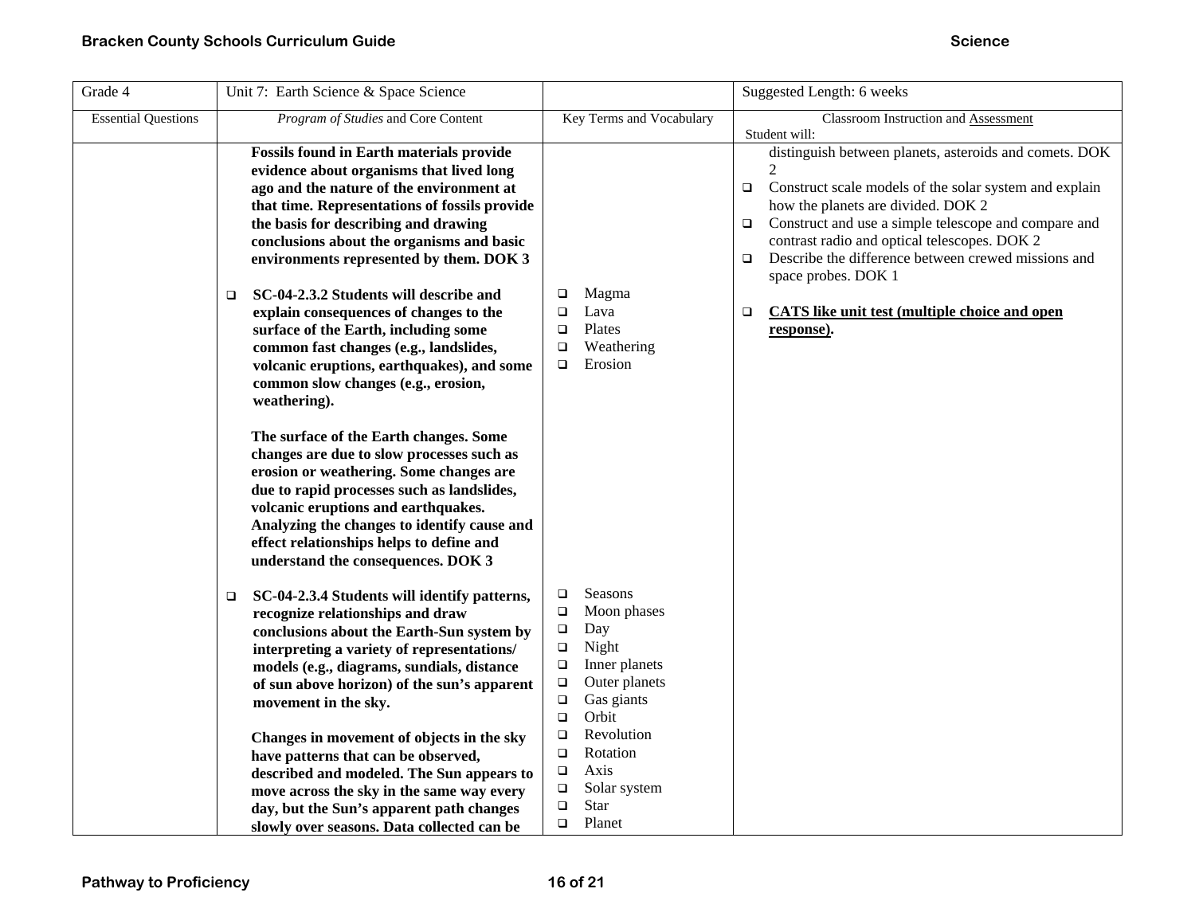| Grade 4 | Unit 7: Earth Science & Space Science | | Suggested Length: 6 weeks |
|---|---|---|---|
| Essential Questions | *Program of Studies* and Core Content | Key Terms and Vocabulary | Classroom Instruction and Assessment<br>Student will: |
| | **Fossils found in Earth materials provide evidence about organisms that lived long ago and the nature of the environment at that time. Representations of fossils provide the basis for describing and drawing conclusions about the organisms and basic environments represented by them. DOK 3**<br><br>❑ **SC-04-2.3.2 Students will describe and explain consequences of changes to the surface of the Earth, including some common fast changes (e.g., landslides, volcanic eruptions, earthquakes), and some common slow changes (e.g., erosion, weathering).**<br><br>**The surface of the Earth changes. Some changes are due to slow processes such as erosion or weathering. Some changes are due to rapid processes such as landslides, volcanic eruptions and earthquakes. Analyzing the changes to identify cause and effect relationships helps to define and understand the consequences. DOK 3**<br><br>❑ **SC-04-2.3.4 Students will identify patterns, recognize relationships and draw conclusions about the Earth-Sun system by interpreting a variety of representations/ models (e.g., diagrams, sundials, distance of sun above horizon) of the sun's apparent movement in the sky.**<br><br>**Changes in movement of objects in the sky have patterns that can be observed, described and modeled. The Sun appears to move across the sky in the same way every day, but the Sun's apparent path changes slowly over seasons. Data collected can be** | ❑ Magma<br>❑ Lava<br>❑ Plates<br>❑ Weathering<br>❑ Erosion<br><br>❑ Seasons<br>❑ Moon phases<br>❑ Day<br>❑ Night<br>❑ Inner planets<br>❑ Outer planets<br>❑ Gas giants<br>❑ Orbit<br>❑ Revolution<br>❑ Rotation<br>❑ Axis<br>❑ Solar system<br>❑ Star<br>❑ Planet | distinguish between planets, asteroids and comets. DOK 2<br>❑ Construct scale models of the solar system and explain how the planets are divided. DOK 2<br>❑ Construct and use a simple telescope and compare and contrast radio and optical telescopes. DOK 2<br>❑ Describe the difference between crewed missions and space probes. DOK 1<br><br>❑ **CATS like unit test (multiple choice and open response).** |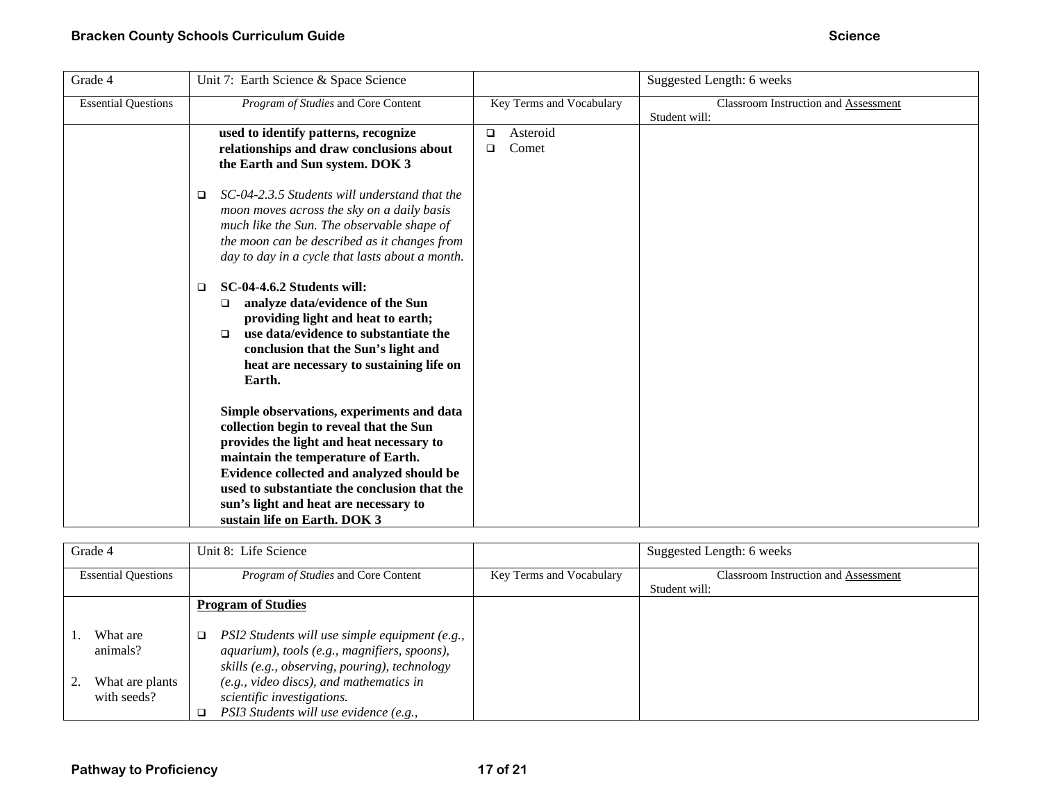| Grade 4 | Unit 7: Earth Science & Space Science | | Suggested Length: 6 weeks |
|---|---|---|---|
| Essential Questions | *Program of Studies* and Core Content | Key Terms and Vocabulary | Classroom Instruction and Assessment<br>Student will: |
| | **used to identify patterns, recognize relationships and draw conclusions about the Earth and Sun system. DOK 3**<br><br>❑ *SC-04-2.3.5 Students will understand that the moon moves across the sky on a daily basis much like the Sun. The observable shape of the moon can be described as it changes from day to day in a cycle that lasts about a month.*<br><br>❑ **SC-04-4.6.2 Students will:**<br>❑ **analyze data/evidence of the Sun providing light and heat to earth;**<br>❑ **use data/evidence to substantiate the conclusion that the Sun's light and heat are necessary to sustaining life on Earth.**<br><br>**Simple observations, experiments and data collection begin to reveal that the Sun provides the light and heat necessary to maintain the temperature of Earth. Evidence collected and analyzed should be used to substantiate the conclusion that the sun's light and heat are necessary to sustain life on Earth. DOK 3** | ❑ Asteroid<br>❑ Comet | |

| Grade 4 | Unit 8: Life Science | | Suggested Length: 6 weeks |
|---|---|---|---|
| Essential Questions | *Program of Studies* and Core Content | Key Terms and Vocabulary | Classroom Instruction and Assessment<br>Student will: |
| 1. What are animals?<br><br>2. What are plants with seeds? | **Program of Studies**<br><br>❑ *PSI2 Students will use simple equipment (e.g., aquarium), tools (e.g., magnifiers, spoons), skills (e.g., observing, pouring), technology (e.g., video discs), and mathematics in scientific investigations.*<br>❑ *PSI3 Students will use evidence (e.g.,* | | |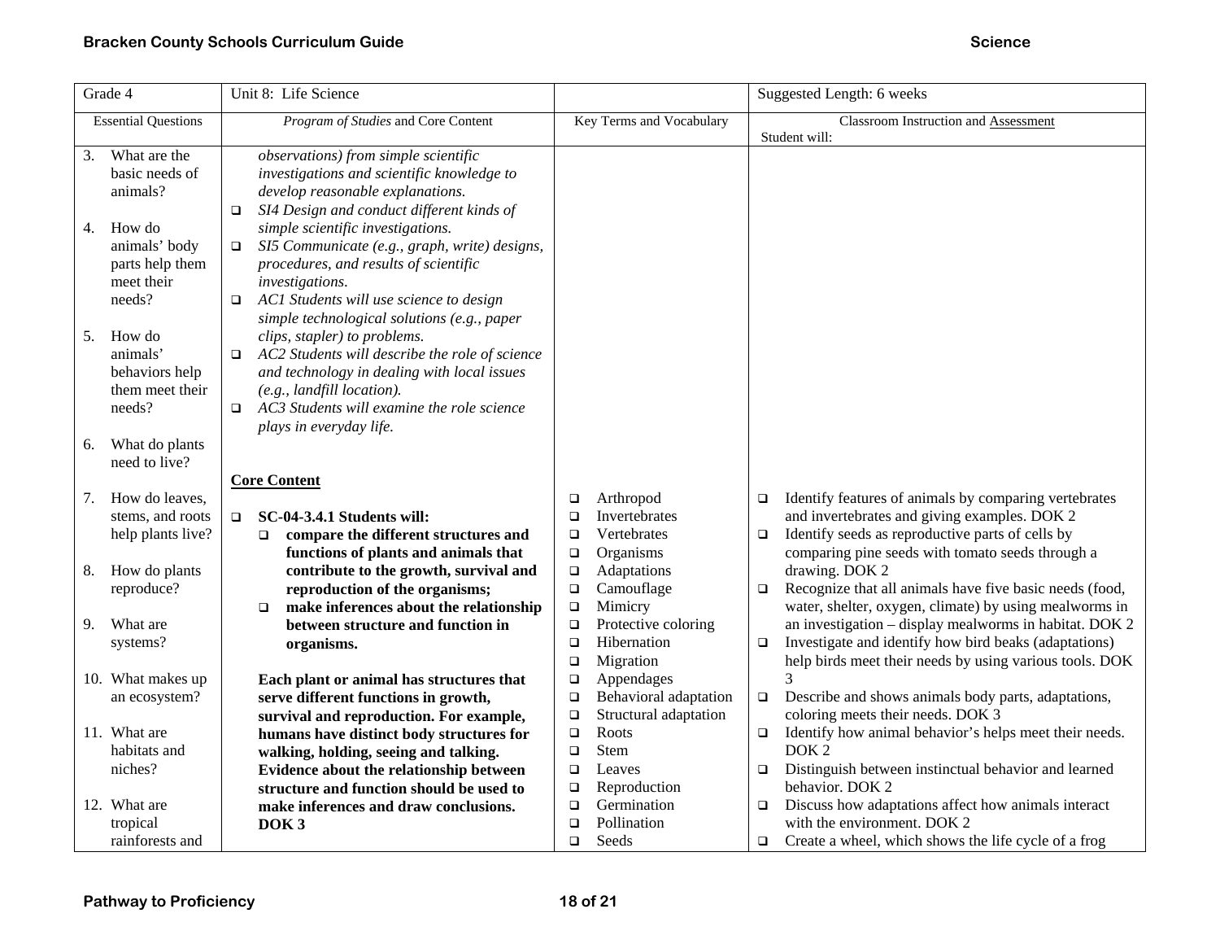| Grade 4 | Unit 8: Life Science | | Suggested Length: 6 weeks |
|---|---|---|---|
| Essential Questions | *Program of Studies* and Core Content | Key Terms and Vocabulary | Classroom Instruction and Assessment<br>Student will: |
| 3. What are the basic needs of animals?<br><br>4. How do animals' body parts help them meet their needs?<br><br>5. How do animals' behaviors help them meet their needs?<br><br>6. What do plants need to live? | *observations) from simple scientific investigations and scientific knowledge to develop reasonable explanations.*<br>❑ *SI4 Design and conduct different kinds of simple scientific investigations.*<br>❑ *SI5 Communicate (e.g., graph, write) designs, procedures, and results of scientific investigations.*<br>❑ *AC1 Students will use science to design simple technological solutions (e.g., paper clips, stapler) to problems.*<br>❑ *AC2 Students will describe the role of science and technology in dealing with local issues (e.g., landfill location).*<br>❑ *AC3 Students will examine the role science plays in everyday life.* | | |
| 7. How do leaves, stems, and roots help plants live?<br><br>8. How do plants reproduce?<br><br>9. What are systems?<br><br>10. What makes up an ecosystem?<br><br>11. What are habitats and niches?<br><br>12. What are tropical rainforests and | **Core Content**<br><br>❑ **SC-04-3.4.1 Students will:**<br>❑ **compare the different structures and functions of plants and animals that contribute to the growth, survival and reproduction of the organisms;**<br>❑ **make inferences about the relationship between structure and function in organisms.**<br><br>**Each plant or animal has structures that serve different functions in growth, survival and reproduction. For example, humans have distinct body structures for walking, holding, seeing and talking. Evidence about the relationship between structure and function should be used to make inferences and draw conclusions. DOK 3** | ❑ Arthropod<br>❑ Invertebrates<br>❑ Vertebrates<br>❑ Organisms<br>❑ Adaptations<br>❑ Camouflage<br>❑ Mimicry<br>❑ Protective coloring<br>❑ Hibernation<br>❑ Migration<br>❑ Appendages<br>❑ Behavioral adaptation<br>❑ Structural adaptation<br>❑ Roots<br>❑ Stem<br>❑ Leaves<br>❑ Reproduction<br>❑ Germination<br>❑ Pollination<br>❑ Seeds | ❑ Identify features of animals by comparing vertebrates and invertebrates and giving examples. DOK 2<br>❑ Identify seeds as reproductive parts of cells by comparing pine seeds with tomato seeds through a drawing. DOK 2<br>❑ Recognize that all animals have five basic needs (food, water, shelter, oxygen, climate) by using mealworms in an investigation – display mealworms in habitat. DOK 2<br>❑ Investigate and identify how bird beaks (adaptations) help birds meet their needs by using various tools. DOK 3<br>❑ Describe and shows animals body parts, adaptations, coloring meets their needs. DOK 3<br>❑ Identify how animal behavior's helps meet their needs. DOK 2<br>❑ Distinguish between instinctual behavior and learned behavior. DOK 2<br>❑ Discuss how adaptations affect how animals interact with the environment. DOK 2<br>❑ Create a wheel, which shows the life cycle of a frog |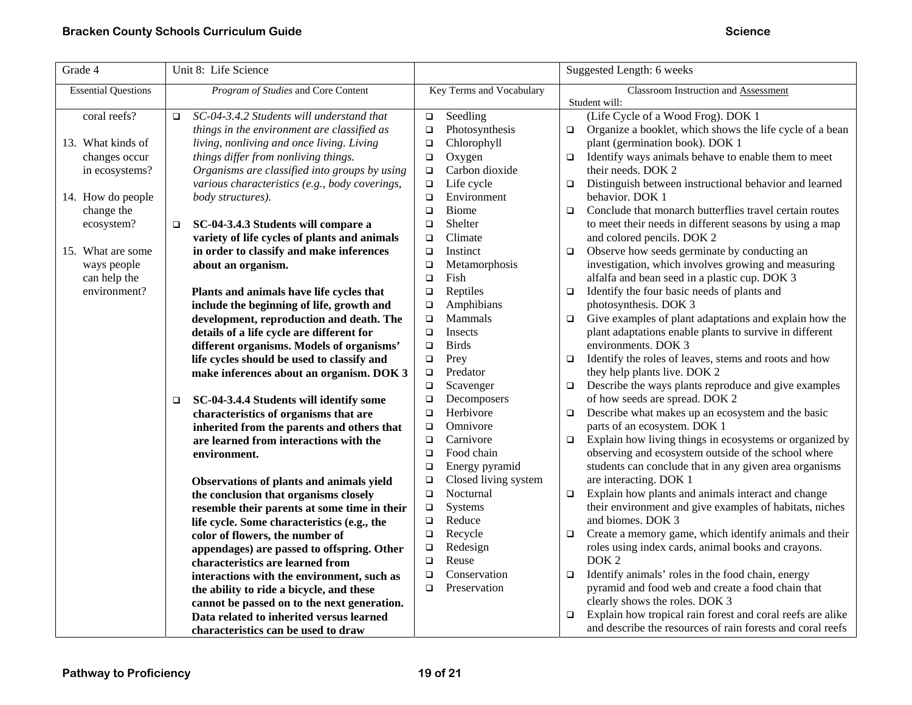| Grade 4 | Unit 8: Life Science | | Suggested Length: 6 weeks |
|---|---|---|---|
| Essential Questions | *Program of Studies* and Core Content | Key Terms and Vocabulary | Classroom Instruction and Assessment<br>Student will: |
| coral reefs?<br><br>13. What kinds of changes occur in ecosystems?<br><br>14. How do people change the ecosystem?<br><br>15. What are some ways people can help the environment? | ❑ *SC-04-3.4.2 Students will understand that things in the environment are classified as living, nonliving and once living. Living things differ from nonliving things. Organisms are classified into groups by using various characteristics (e.g., body coverings, body structures).*<br><br>❑ **SC-04-3.4.3 Students will compare a variety of life cycles of plants and animals in order to classify and make inferences about an organism.**<br><br>**Plants and animals have life cycles that include the beginning of life, growth and development, reproduction and death. The details of a life cycle are different for different organisms. Models of organisms' life cycles should be used to classify and make inferences about an organism. DOK 3**<br><br>❑ **SC-04-3.4.4 Students will identify some characteristics of organisms that are inherited from the parents and others that are learned from interactions with the environment.**<br><br>**Observations of plants and animals yield the conclusion that organisms closely resemble their parents at some time in their life cycle. Some characteristics (e.g., the color of flowers, the number of appendages) are passed to offspring. Other characteristics are learned from interactions with the environment, such as the ability to ride a bicycle, and these cannot be passed on to the next generation. Data related to inherited versus learned characteristics can be used to draw** | ❑ Seedling<br>❑ Photosynthesis<br>❑ Chlorophyll<br>❑ Oxygen<br>❑ Carbon dioxide<br>❑ Life cycle<br>❑ Environment<br>❑ Biome<br>❑ Shelter<br>❑ Climate<br>❑ Instinct<br>❑ Metamorphosis<br>❑ Fish<br>❑ Reptiles<br>❑ Amphibians<br>❑ Mammals<br>❑ Insects<br>❑ Birds<br>❑ Prey<br>❑ Predator<br>❑ Scavenger<br>❑ Decomposers<br>❑ Herbivore<br>❑ Omnivore<br>❑ Carnivore<br>❑ Food chain<br>❑ Energy pyramid<br>❑ Closed living system<br>❑ Nocturnal<br>❑ Systems<br>❑ Reduce<br>❑ Recycle<br>❑ Redesign<br>❑ Reuse<br>❑ Conservation<br>❑ Preservation | (Life Cycle of a Wood Frog). DOK 1<br>❑ Organize a booklet, which shows the life cycle of a bean plant (germination book). DOK 1<br>❑ Identify ways animals behave to enable them to meet their needs. DOK 2<br>❑ Distinguish between instructional behavior and learned behavior. DOK 1<br>❑ Conclude that monarch butterflies travel certain routes to meet their needs in different seasons by using a map and colored pencils. DOK 2<br>❑ Observe how seeds germinate by conducting an investigation, which involves growing and measuring alfalfa and bean seed in a plastic cup. DOK 3<br>❑ Identify the four basic needs of plants and photosynthesis. DOK 3<br>❑ Give examples of plant adaptations and explain how the plant adaptations enable plants to survive in different environments. DOK 3<br>❑ Identify the roles of leaves, stems and roots and how they help plants live. DOK 2<br>❑ Describe the ways plants reproduce and give examples of how seeds are spread. DOK 2<br>❑ Describe what makes up an ecosystem and the basic parts of an ecosystem. DOK 1<br>❑ Explain how living things in ecosystems or organized by observing and ecosystem outside of the school where students can conclude that in any given area organisms are interacting. DOK 1<br>❑ Explain how plants and animals interact and change their environment and give examples of habitats, niches and biomes. DOK 3<br>❑ Create a memory game, which identify animals and their roles using index cards, animal books and crayons. DOK 2<br>❑ Identify animals' roles in the food chain, energy pyramid and food web and create a food chain that clearly shows the roles. DOK 3<br>❑ Explain how tropical rain forest and coral reefs are alike and describe the resources of rain forests and coral reefs |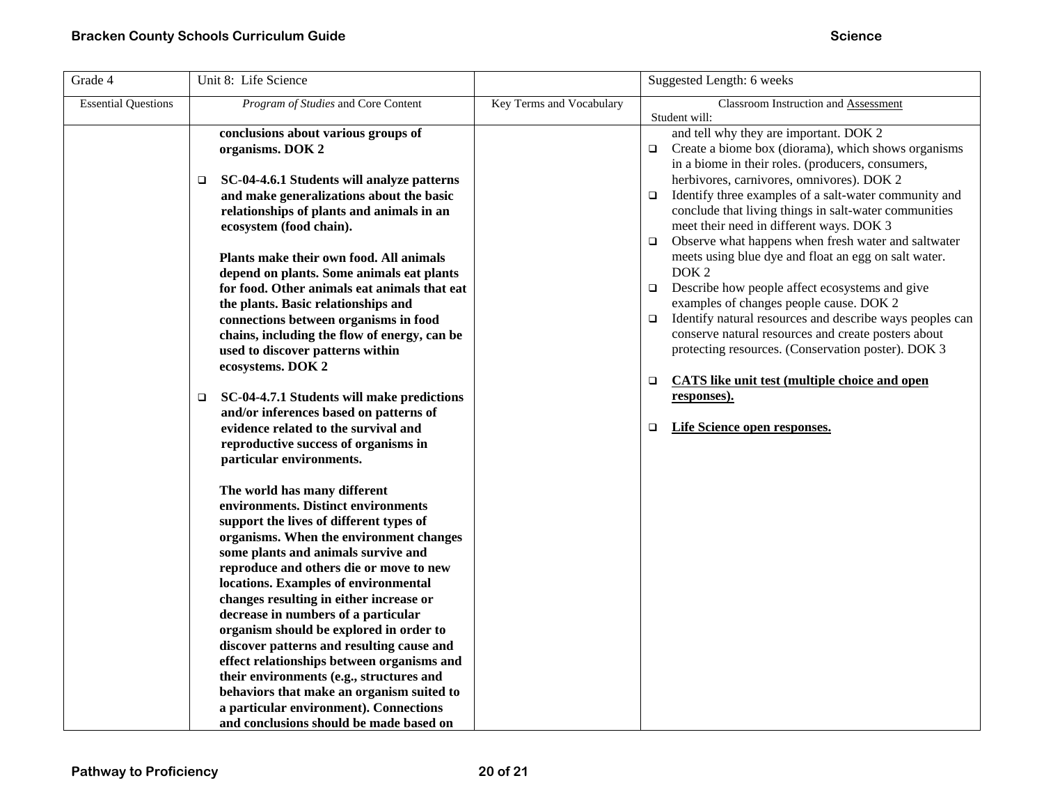| Grade 4 | Unit 8: Life Science | | Suggested Length: 6 weeks |
|---|---|---|---|
| Essential Questions | *Program of Studies* and Core Content | Key Terms and Vocabulary | Classroom Instruction and Assessment<br>Student will: |
| | **conclusions about various groups of organisms. DOK 2**<br><br>❑ **SC-04-4.6.1 Students will analyze patterns and make generalizations about the basic relationships of plants and animals in an ecosystem (food chain).**<br><br>**Plants make their own food. All animals depend on plants. Some animals eat plants for food. Other animals eat animals that eat the plants. Basic relationships and connections between organisms in food chains, including the flow of energy, can be used to discover patterns within ecosystems. DOK 2**<br><br>❑ **SC-04-4.7.1 Students will make predictions and/or inferences based on patterns of evidence related to the survival and reproductive success of organisms in particular environments.**<br><br>**The world has many different environments. Distinct environments support the lives of different types of organisms. When the environment changes some plants and animals survive and reproduce and others die or move to new locations. Examples of environmental changes resulting in either increase or decrease in numbers of a particular organism should be explored in order to discover patterns and resulting cause and effect relationships between organisms and their environments (e.g., structures and behaviors that make an organism suited to a particular environment). Connections and conclusions should be made based on** | | and tell why they are important. DOK 2<br>❑ Create a biome box (diorama), which shows organisms in a biome in their roles. (producers, consumers, herbivores, carnivores, omnivores). DOK 2<br>❑ Identify three examples of a salt-water community and conclude that living things in salt-water communities meet their need in different ways. DOK 3<br>❑ Observe what happens when fresh water and saltwater meets using blue dye and float an egg on salt water. DOK 2<br>❑ Describe how people affect ecosystems and give examples of changes people cause. DOK 2<br>❑ Identify natural resources and describe ways peoples can conserve natural resources and create posters about protecting resources. (Conservation poster). DOK 3<br><br>❑ **CATS like unit test (multiple choice and open responses).**<br><br>❑ **Life Science open responses.** |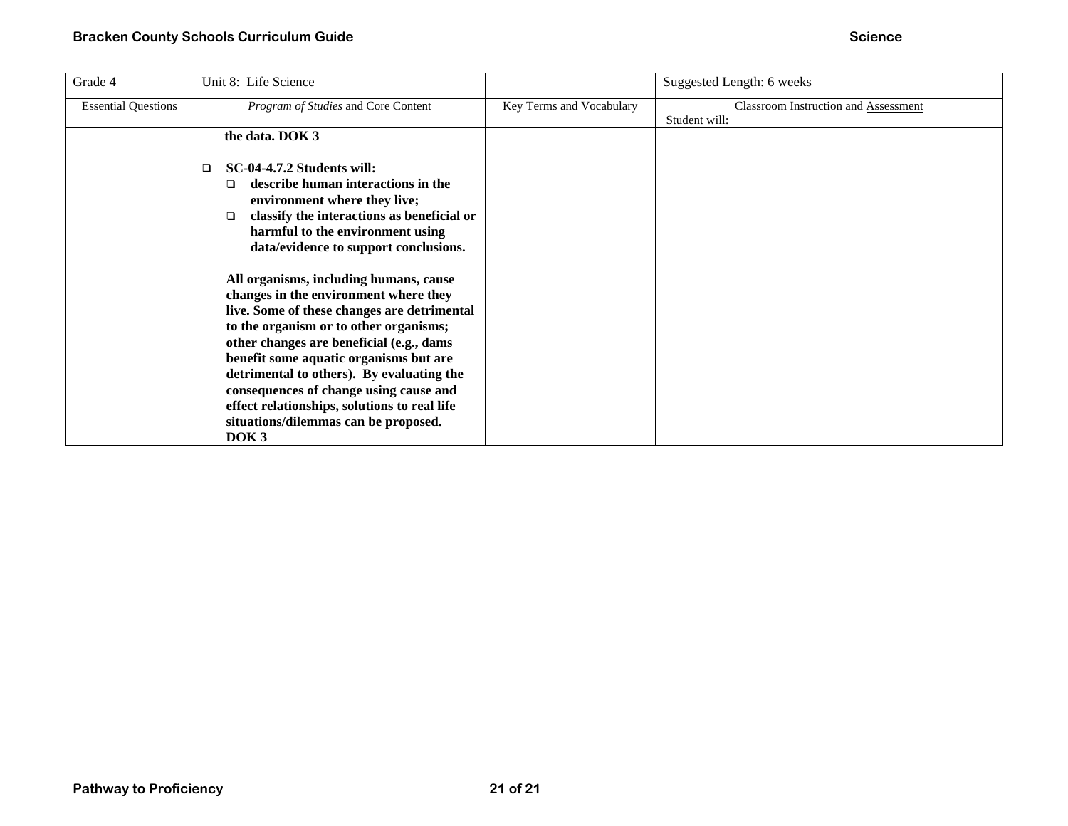| Grade 4 | Unit 8: Life Science | | Suggested Length: 6 weeks |
|---|---|---|---|
| Essential Questions | *Program of Studies* and Core Content | Key Terms and Vocabulary | Classroom Instruction and Assessment<br>Student will: |
| | **the data. DOK 3**<br><br>❑ **SC-04-4.7.2 Students will:**<br>❑ **describe human interactions in the environment where they live;**<br>❑ **classify the interactions as beneficial or harmful to the environment using data/evidence to support conclusions.**<br><br>**All organisms, including humans, cause changes in the environment where they live. Some of these changes are detrimental to the organism or to other organisms; other changes are beneficial (e.g., dams benefit some aquatic organisms but are detrimental to others). By evaluating the consequences of change using cause and effect relationships, solutions to real life situations/dilemmas can be proposed. DOK 3** | | |